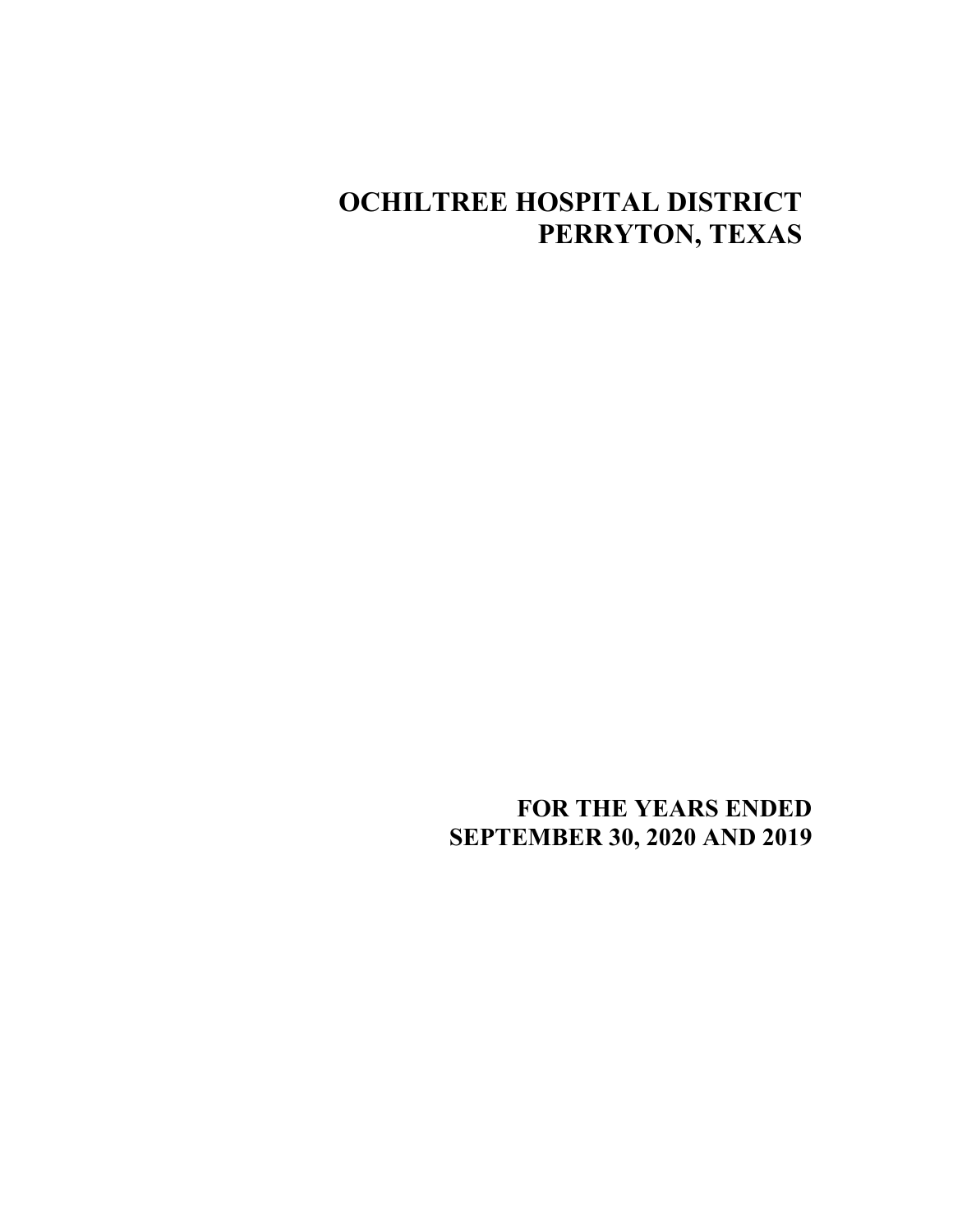# OCHILTREE HOSPITAL DISTRICT
# PERRYTON, TEXAS

## FOR THE YEARS ENDED
## SEPTEMBER 30, 2020 AND 2019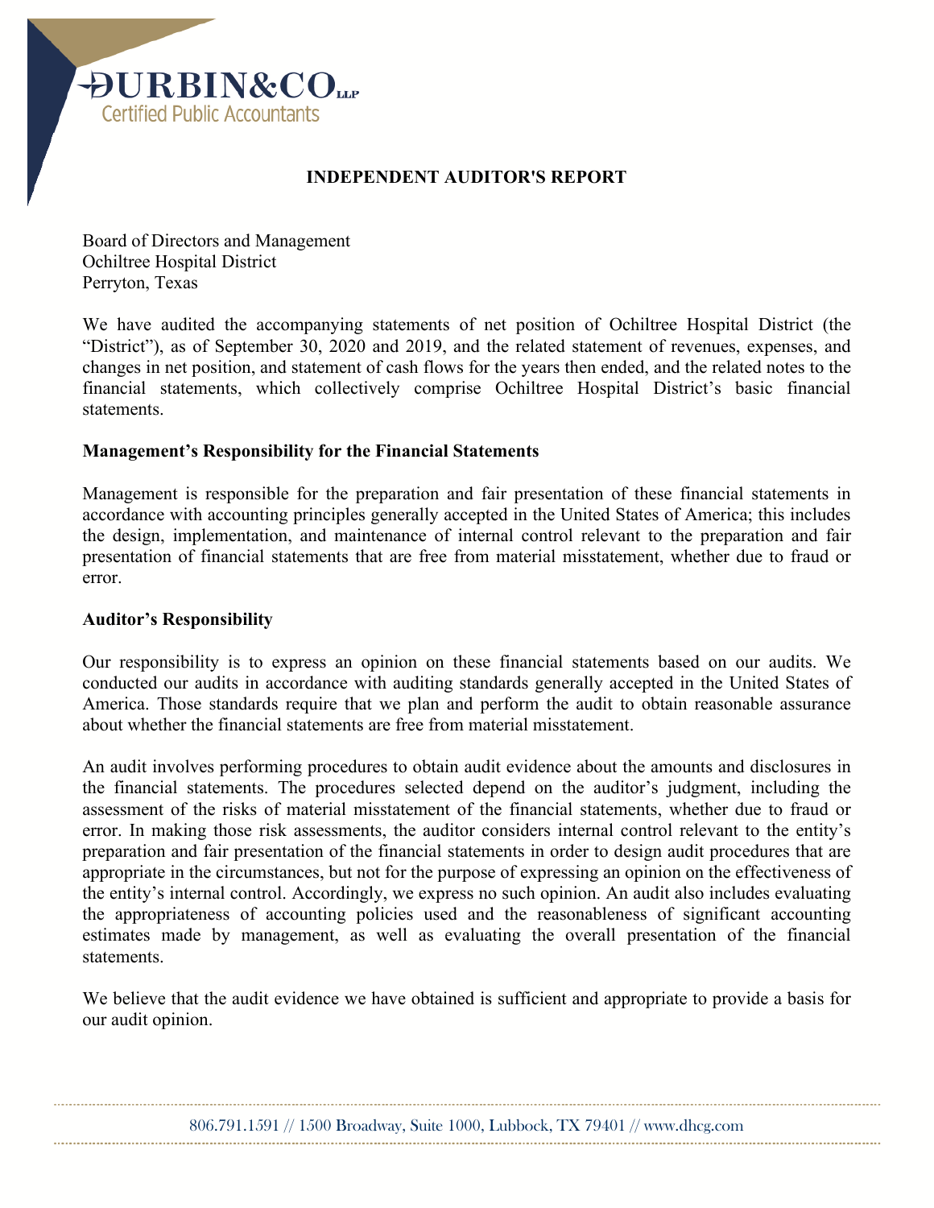DURBIN&CO LLP
Certified Public Accountants

# INDEPENDENT AUDITOR'S REPORT

Board of Directors and Management
Ochiltree Hospital District
Perryton, Texas

We have audited the accompanying statements of net position of Ochiltree Hospital District (the "District"), as of September 30, 2020 and 2019, and the related statement of revenues, expenses, and changes in net position, and statement of cash flows for the years then ended, and the related notes to the financial statements, which collectively comprise Ochiltree Hospital District's basic financial statements.

### Management's Responsibility for the Financial Statements

Management is responsible for the preparation and fair presentation of these financial statements in accordance with accounting principles generally accepted in the United States of America; this includes the design, implementation, and maintenance of internal control relevant to the preparation and fair presentation of financial statements that are free from material misstatement, whether due to fraud or error.

### Auditor's Responsibility

Our responsibility is to express an opinion on these financial statements based on our audits. We conducted our audits in accordance with auditing standards generally accepted in the United States of America. Those standards require that we plan and perform the audit to obtain reasonable assurance about whether the financial statements are free from material misstatement.

An audit involves performing procedures to obtain audit evidence about the amounts and disclosures in the financial statements. The procedures selected depend on the auditor's judgment, including the assessment of the risks of material misstatement of the financial statements, whether due to fraud or error. In making those risk assessments, the auditor considers internal control relevant to the entity's preparation and fair presentation of the financial statements in order to design audit procedures that are appropriate in the circumstances, but not for the purpose of expressing an opinion on the effectiveness of the entity's internal control. Accordingly, we express no such opinion. An audit also includes evaluating the appropriateness of accounting policies used and the reasonableness of significant accounting estimates made by management, as well as evaluating the overall presentation of the financial statements.

We believe that the audit evidence we have obtained is sufficient and appropriate to provide a basis for our audit opinion.

806.791.1591 // 1500 Broadway, Suite 1000, Lubbock, TX 79401 // www.dhcg.com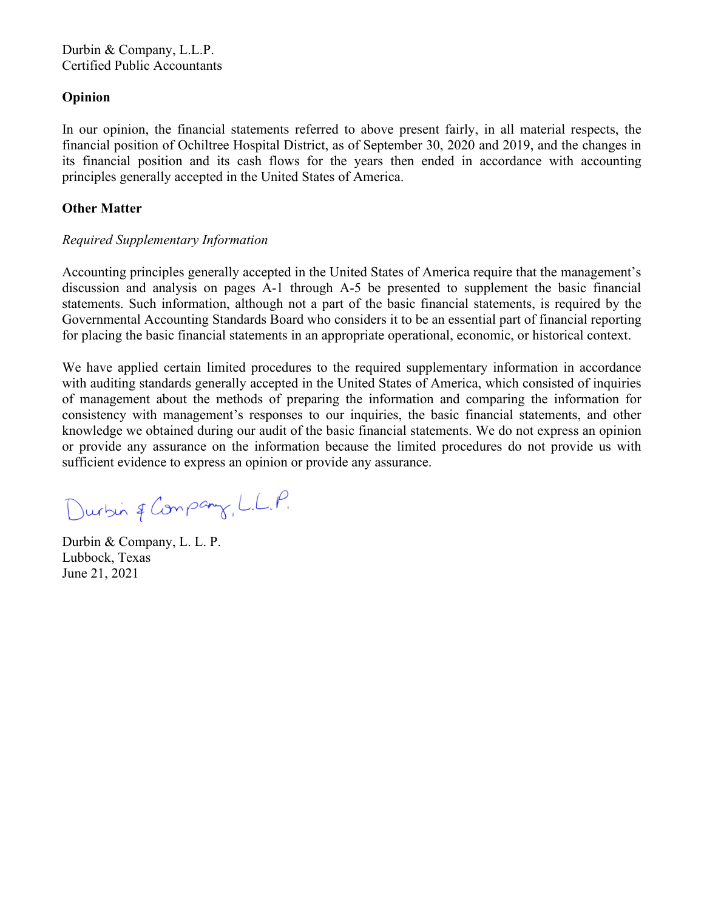Durbin & Company, L.L.P.
Certified Public Accountants

## Opinion

In our opinion, the financial statements referred to above present fairly, in all material respects, the financial position of Ochiltree Hospital District, as of September 30, 2020 and 2019, and the changes in its financial position and its cash flows for the years then ended in accordance with accounting principles generally accepted in the United States of America.

## Other Matter

*Required Supplementary Information*

Accounting principles generally accepted in the United States of America require that the management's discussion and analysis on pages A-1 through A-5 be presented to supplement the basic financial statements. Such information, although not a part of the basic financial statements, is required by the Governmental Accounting Standards Board who considers it to be an essential part of financial reporting for placing the basic financial statements in an appropriate operational, economic, or historical context.

We have applied certain limited procedures to the required supplementary information in accordance with auditing standards generally accepted in the United States of America, which consisted of inquiries of management about the methods of preparing the information and comparing the information for consistency with management's responses to our inquiries, the basic financial statements, and other knowledge we obtained during our audit of the basic financial statements. We do not express an opinion or provide any assurance on the information because the limited procedures do not provide us with sufficient evidence to express an opinion or provide any assurance.

Durbin & Company, L.L.P.

Durbin & Company, L. L. P.
Lubbock, Texas
June 21, 2021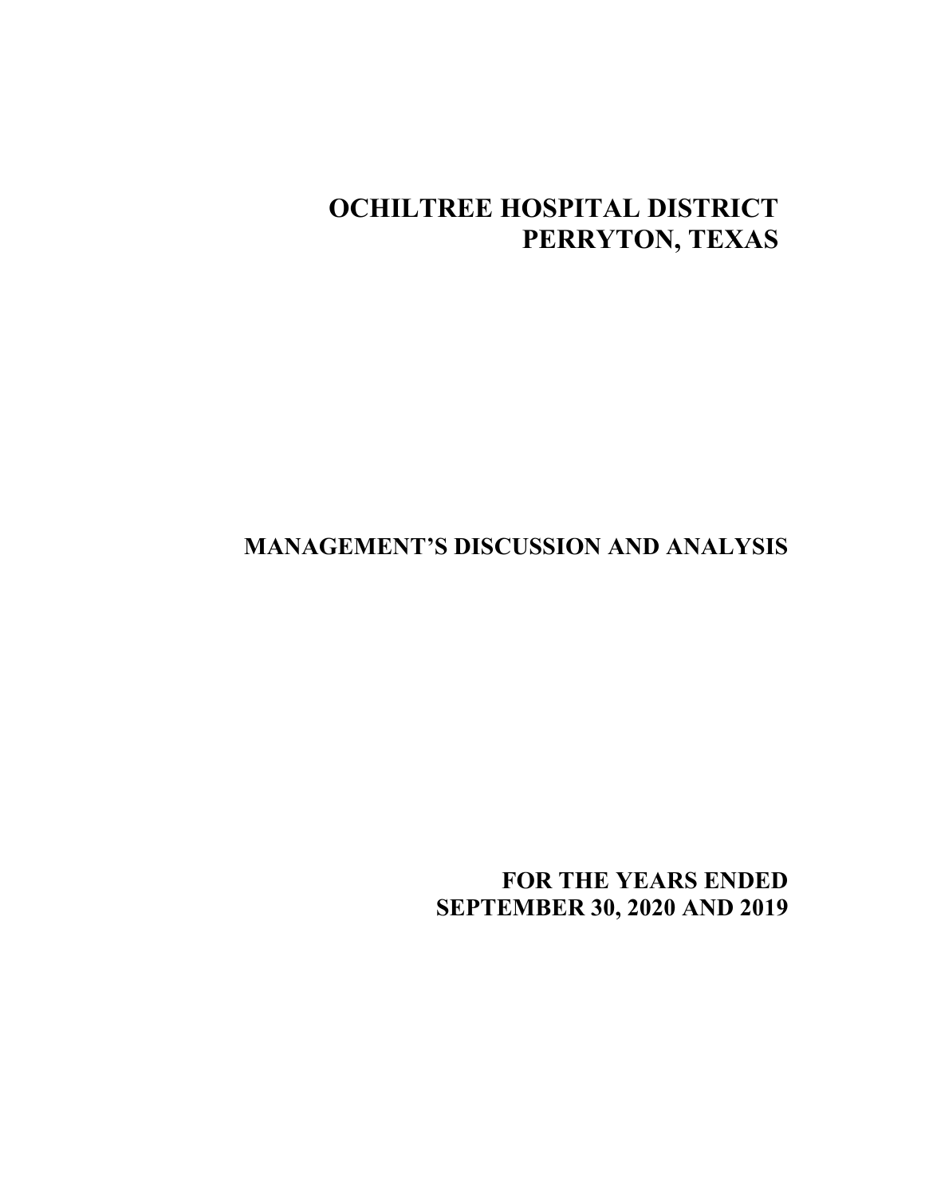# OCHILTREE HOSPITAL DISTRICT
# PERRYTON, TEXAS

## MANAGEMENT'S DISCUSSION AND ANALYSIS

### FOR THE YEARS ENDED SEPTEMBER 30, 2020 AND 2019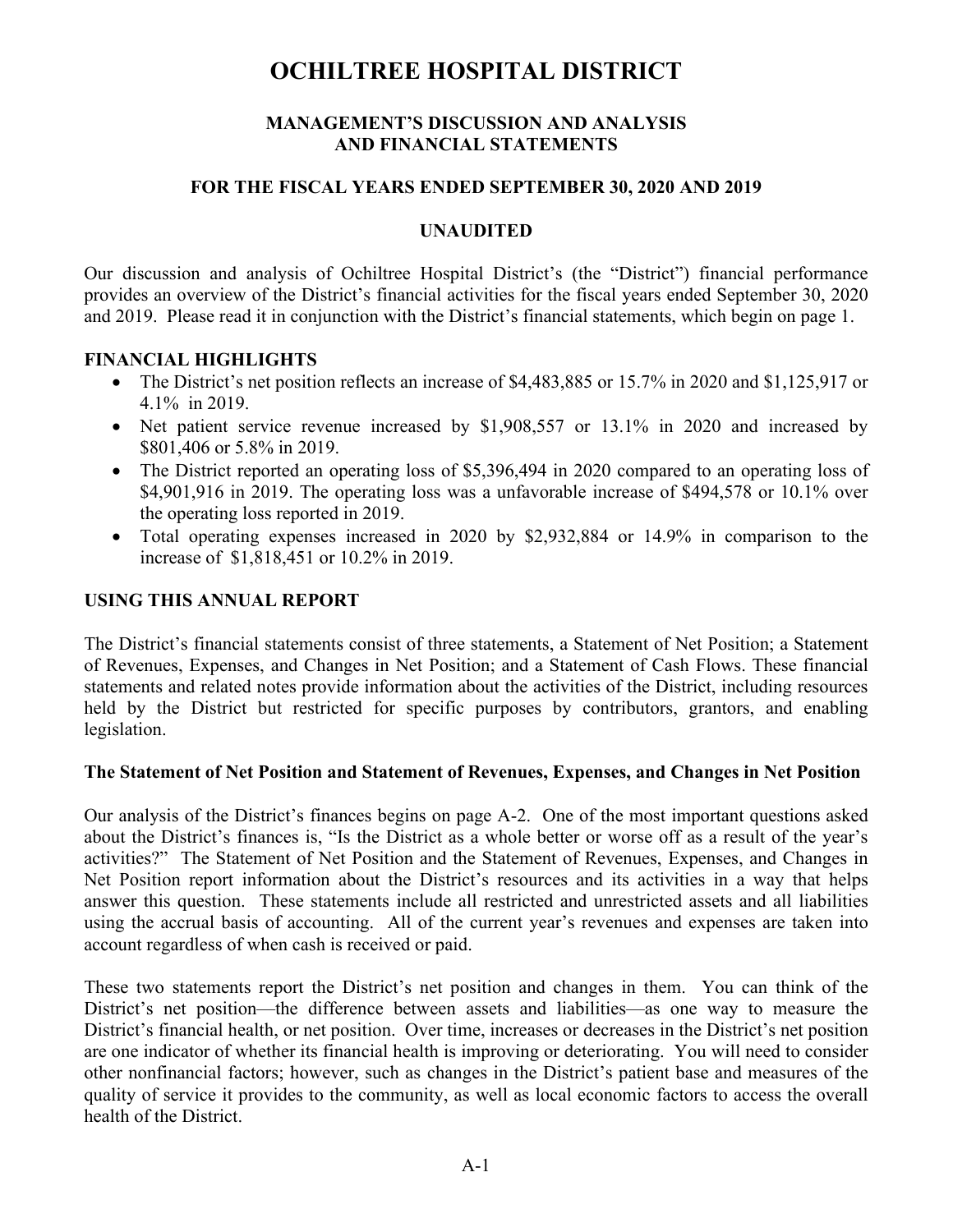# OCHILTREE HOSPITAL DISTRICT

## MANAGEMENT'S DISCUSSION AND ANALYSIS AND FINANCIAL STATEMENTS

### FOR THE FISCAL YEARS ENDED SEPTEMBER 30, 2020 AND 2019

### UNAUDITED

Our discussion and analysis of Ochiltree Hospital District's (the "District") financial performance provides an overview of the District's financial activities for the fiscal years ended September 30, 2020 and 2019. Please read it in conjunction with the District's financial statements, which begin on page 1.

## FINANCIAL HIGHLIGHTS

- The District's net position reflects an increase of $4,483,885 or 15.7% in 2020 and $1,125,917 or 4.1% in 2019.
- Net patient service revenue increased by $1,908,557 or 13.1% in 2020 and increased by $801,406 or 5.8% in 2019.
- The District reported an operating loss of $5,396,494 in 2020 compared to an operating loss of $4,901,916 in 2019. The operating loss was a unfavorable increase of $494,578 or 10.1% over the operating loss reported in 2019.
- Total operating expenses increased in 2020 by $2,932,884 or 14.9% in comparison to the increase of $1,818,451 or 10.2% in 2019.

## USING THIS ANNUAL REPORT

The District's financial statements consist of three statements, a Statement of Net Position; a Statement of Revenues, Expenses, and Changes in Net Position; and a Statement of Cash Flows. These financial statements and related notes provide information about the activities of the District, including resources held by the District but restricted for specific purposes by contributors, grantors, and enabling legislation.

### The Statement of Net Position and Statement of Revenues, Expenses, and Changes in Net Position

Our analysis of the District's finances begins on page A-2. One of the most important questions asked about the District's finances is, "Is the District as a whole better or worse off as a result of the year's activities?" The Statement of Net Position and the Statement of Revenues, Expenses, and Changes in Net Position report information about the District's resources and its activities in a way that helps answer this question. These statements include all restricted and unrestricted assets and all liabilities using the accrual basis of accounting. All of the current year's revenues and expenses are taken into account regardless of when cash is received or paid.

These two statements report the District's net position and changes in them. You can think of the District's net position—the difference between assets and liabilities—as one way to measure the District's financial health, or net position. Over time, increases or decreases in the District's net position are one indicator of whether its financial health is improving or deteriorating. You will need to consider other nonfinancial factors; however, such as changes in the District's patient base and measures of the quality of service it provides to the community, as well as local economic factors to access the overall health of the District.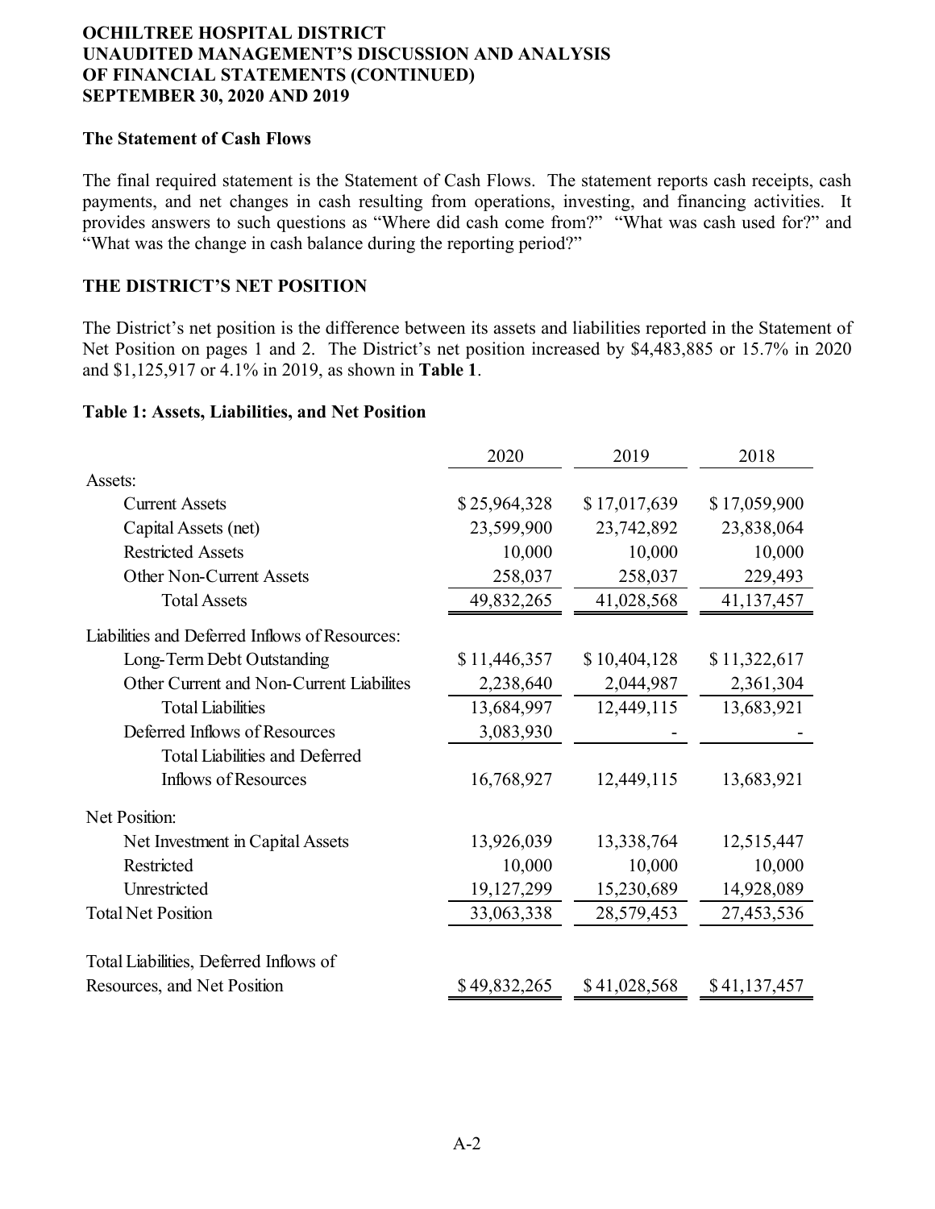# OCHILTREE HOSPITAL DISTRICT
# UNAUDITED MANAGEMENT'S DISCUSSION AND ANALYSIS OF FINANCIAL STATEMENTS (CONTINUED)
# SEPTEMBER 30, 2020 AND 2019

### The Statement of Cash Flows

The final required statement is the Statement of Cash Flows. The statement reports cash receipts, cash payments, and net changes in cash resulting from operations, investing, and financing activities. It provides answers to such questions as "Where did cash come from?" "What was cash used for?" and "What was the change in cash balance during the reporting period?"

## THE DISTRICT'S NET POSITION

The District's net position is the difference between its assets and liabilities reported in the Statement of Net Position on pages 1 and 2. The District's net position increased by $4,483,885 or 15.7% in 2020 and $1,125,917 or 4.1% in 2019, as shown in **Table 1**.

**Table 1: Assets, Liabilities, and Net Position**

| | 2020 | 2019 | 2018 |
|---|---|---|---|
| Assets: | | | |
| Current Assets | $ 25,964,328 | $ 17,017,639 | $ 17,059,900 |
| Capital Assets (net) | 23,599,900 | 23,742,892 | 23,838,064 |
| Restricted Assets | 10,000 | 10,000 | 10,000 |
| Other Non-Current Assets | 258,037 | 258,037 | 229,493 |
| Total Assets | 49,832,265 | 41,028,568 | 41,137,457 |
| Liabilities and Deferred Inflows of Resources: | | | |
| Long-Term Debt Outstanding | $ 11,446,357 | $ 10,404,128 | $ 11,322,617 |
| Other Current and Non-Current Liabilites | 2,238,640 | 2,044,987 | 2,361,304 |
| Total Liabilities | 13,684,997 | 12,449,115 | 13,683,921 |
| Deferred Inflows of Resources | 3,083,930 | - | - |
| Total Liabilities and Deferred Inflows of Resources | 16,768,927 | 12,449,115 | 13,683,921 |
| Net Position: | | | |
| Net Investment in Capital Assets | 13,926,039 | 13,338,764 | 12,515,447 |
| Restricted | 10,000 | 10,000 | 10,000 |
| Unrestricted | 19,127,299 | 15,230,689 | 14,928,089 |
| Total Net Position | 33,063,338 | 28,579,453 | 27,453,536 |
| Total Liabilities, Deferred Inflows of Resources, and Net Position | $ 49,832,265 | $ 41,028,568 | $ 41,137,457 |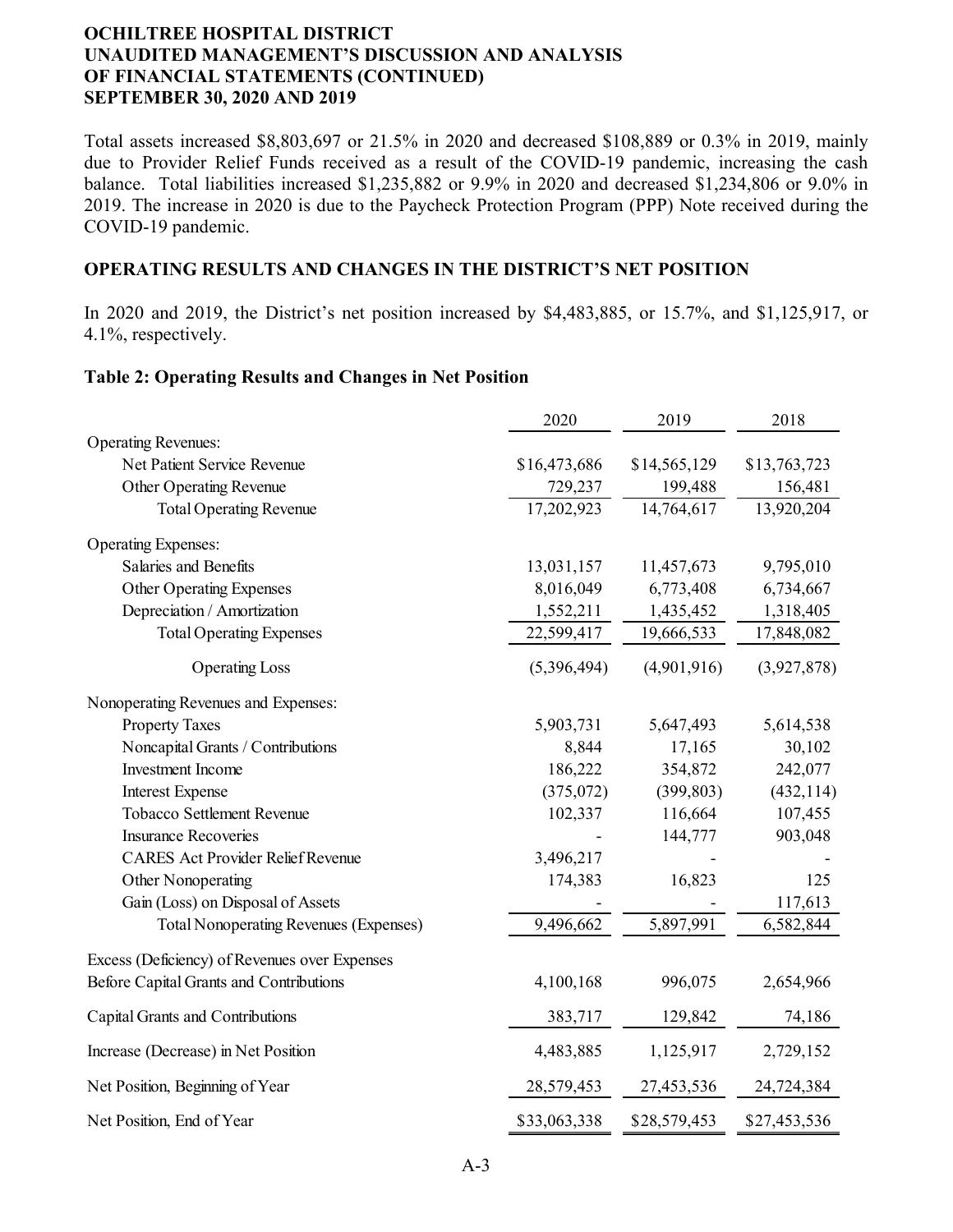**OCHILTREE HOSPITAL DISTRICT**
**UNAUDITED MANAGEMENT'S DISCUSSION AND ANALYSIS**
**OF FINANCIAL STATEMENTS (CONTINUED)**
**SEPTEMBER 30, 2020 AND 2019**

Total assets increased $8,803,697 or 21.5% in 2020 and decreased $108,889 or 0.3% in 2019, mainly due to Provider Relief Funds received as a result of the COVID-19 pandemic, increasing the cash balance. Total liabilities increased $1,235,882 or 9.9% in 2020 and decreased $1,234,806 or 9.0% in 2019. The increase in 2020 is due to the Paycheck Protection Program (PPP) Note received during the COVID-19 pandemic.

## OPERATING RESULTS AND CHANGES IN THE DISTRICT'S NET POSITION

In 2020 and 2019, the District's net position increased by $4,483,885, or 15.7%, and $1,125,917, or 4.1%, respectively.

### Table 2: Operating Results and Changes in Net Position

| | 2020 | 2019 | 2018 |
|---|---|---|---|
| Operating Revenues: | | | |
| Net Patient Service Revenue | $16,473,686 | $14,565,129 | $13,763,723 |
| Other Operating Revenue | 729,237 | 199,488 | 156,481 |
| Total Operating Revenue | 17,202,923 | 14,764,617 | 13,920,204 |
| Operating Expenses: | | | |
| Salaries and Benefits | 13,031,157 | 11,457,673 | 9,795,010 |
| Other Operating Expenses | 8,016,049 | 6,773,408 | 6,734,667 |
| Depreciation / Amortization | 1,552,211 | 1,435,452 | 1,318,405 |
| Total Operating Expenses | 22,599,417 | 19,666,533 | 17,848,082 |
| Operating Loss | (5,396,494) | (4,901,916) | (3,927,878) |
| Nonoperating Revenues and Expenses: | | | |
| Property Taxes | 5,903,731 | 5,647,493 | 5,614,538 |
| Noncapital Grants / Contributions | 8,844 | 17,165 | 30,102 |
| Investment Income | 186,222 | 354,872 | 242,077 |
| Interest Expense | (375,072) | (399,803) | (432,114) |
| Tobacco Settlement Revenue | 102,337 | 116,664 | 107,455 |
| Insurance Recoveries | - | 144,777 | 903,048 |
| CARES Act Provider Relief Revenue | 3,496,217 | - | - |
| Other Nonoperating | 174,383 | 16,823 | 125 |
| Gain (Loss) on Disposal of Assets | - | - | 117,613 |
| Total Nonoperating Revenues (Expenses) | 9,496,662 | 5,897,991 | 6,582,844 |
| Excess (Deficiency) of Revenues over Expenses Before Capital Grants and Contributions | 4,100,168 | 996,075 | 2,654,966 |
| Capital Grants and Contributions | 383,717 | 129,842 | 74,186 |
| Increase (Decrease) in Net Position | 4,483,885 | 1,125,917 | 2,729,152 |
| Net Position, Beginning of Year | 28,579,453 | 27,453,536 | 24,724,384 |
| Net Position, End of Year | $33,063,338 | $28,579,453 | $27,453,536 |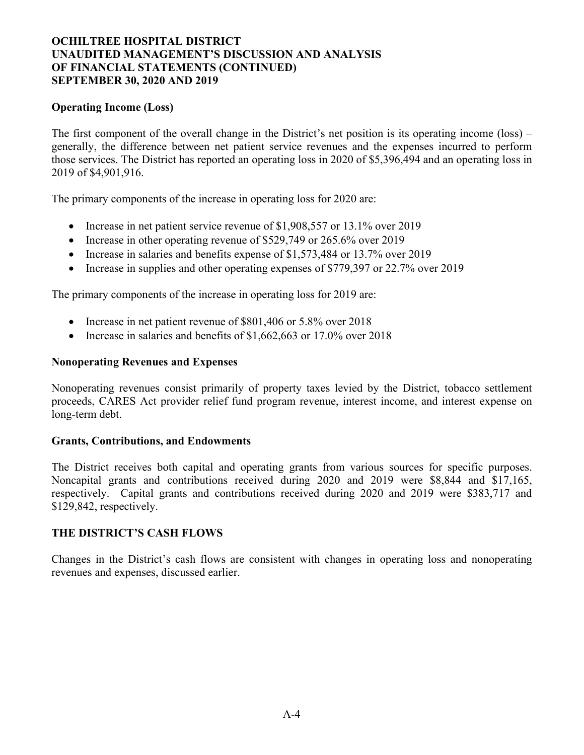# OCHILTREE HOSPITAL DISTRICT
# UNAUDITED MANAGEMENT'S DISCUSSION AND ANALYSIS OF FINANCIAL STATEMENTS (CONTINUED)
# SEPTEMBER 30, 2020 AND 2019

### Operating Income (Loss)

The first component of the overall change in the District's net position is its operating income (loss) – generally, the difference between net patient service revenues and the expenses incurred to perform those services. The District has reported an operating loss in 2020 of $5,396,494 and an operating loss in 2019 of $4,901,916.

The primary components of the increase in operating loss for 2020 are:

- Increase in net patient service revenue of $1,908,557 or 13.1% over 2019
- Increase in other operating revenue of $529,749 or 265.6% over 2019
- Increase in salaries and benefits expense of $1,573,484 or 13.7% over 2019
- Increase in supplies and other operating expenses of $779,397 or 22.7% over 2019

The primary components of the increase in operating loss for 2019 are:

- Increase in net patient revenue of $801,406 or 5.8% over 2018
- Increase in salaries and benefits of $1,662,663 or 17.0% over 2018

### Nonoperating Revenues and Expenses

Nonoperating revenues consist primarily of property taxes levied by the District, tobacco settlement proceeds, CARES Act provider relief fund program revenue, interest income, and interest expense on long-term debt.

### Grants, Contributions, and Endowments

The District receives both capital and operating grants from various sources for specific purposes. Noncapital grants and contributions received during 2020 and 2019 were $8,844 and $17,165, respectively. Capital grants and contributions received during 2020 and 2019 were $383,717 and $129,842, respectively.

## THE DISTRICT'S CASH FLOWS

Changes in the District's cash flows are consistent with changes in operating loss and nonoperating revenues and expenses, discussed earlier.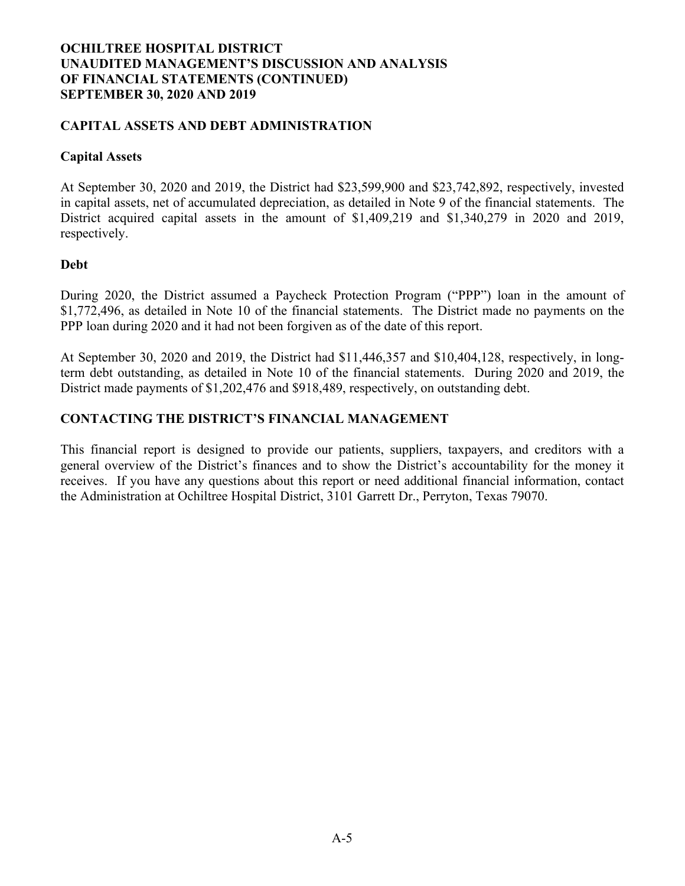## CAPITAL ASSETS AND DEBT ADMINISTRATION

### Capital Assets

At September 30, 2020 and 2019, the District had $23,599,900 and $23,742,892, respectively, invested in capital assets, net of accumulated depreciation, as detailed in Note 9 of the financial statements. The District acquired capital assets in the amount of $1,409,219 and $1,340,279 in 2020 and 2019, respectively.

### Debt

During 2020, the District assumed a Paycheck Protection Program ("PPP") loan in the amount of $1,772,496, as detailed in Note 10 of the financial statements. The District made no payments on the PPP loan during 2020 and it had not been forgiven as of the date of this report.

At September 30, 2020 and 2019, the District had $11,446,357 and $10,404,128, respectively, in long-term debt outstanding, as detailed in Note 10 of the financial statements. During 2020 and 2019, the District made payments of $1,202,476 and $918,489, respectively, on outstanding debt.

## CONTACTING THE DISTRICT'S FINANCIAL MANAGEMENT

This financial report is designed to provide our patients, suppliers, taxpayers, and creditors with a general overview of the District's finances and to show the District's accountability for the money it receives. If you have any questions about this report or need additional financial information, contact the Administration at Ochiltree Hospital District, 3101 Garrett Dr., Perryton, Texas 79070.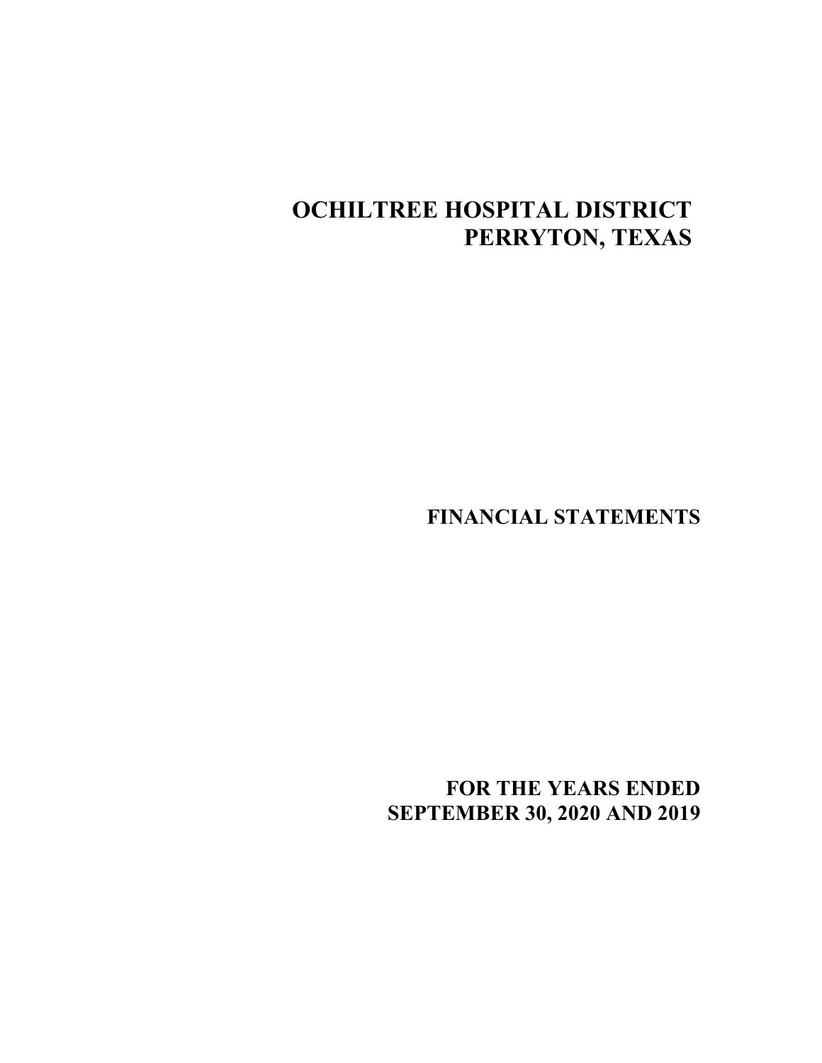# OCHILTREE HOSPITAL DISTRICT
# PERRYTON, TEXAS

## FINANCIAL STATEMENTS

## FOR THE YEARS ENDED SEPTEMBER 30, 2020 AND 2019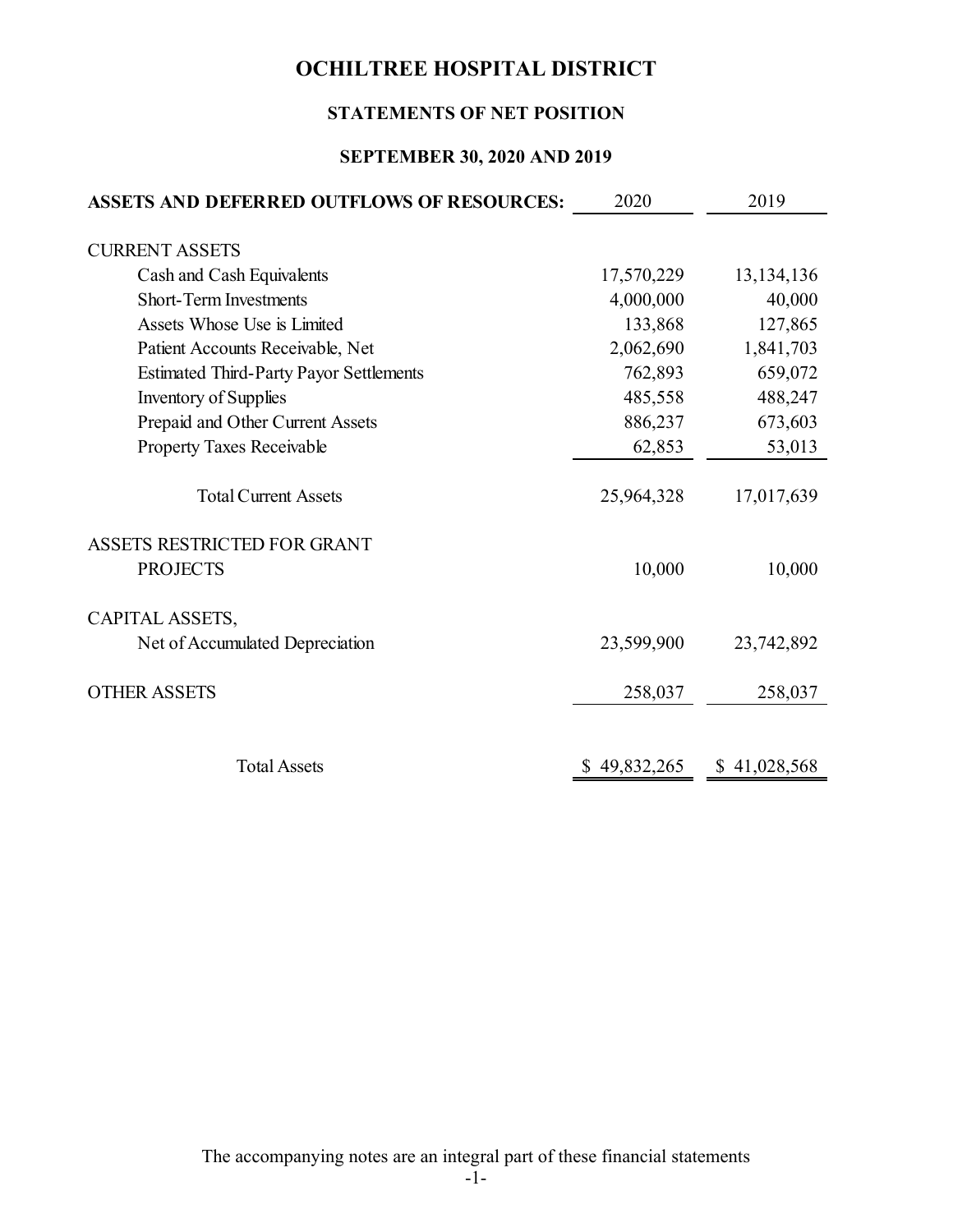# OCHILTREE HOSPITAL DISTRICT

## STATEMENTS OF NET POSITION

### SEPTEMBER 30, 2020 AND 2019

| ASSETS AND DEFERRED OUTFLOWS OF RESOURCES: | 2020 | 2019 |
|---|---|---|
| CURRENT ASSETS | | |
| Cash and Cash Equivalents | 17,570,229 | 13,134,136 |
| Short-Term Investments | 4,000,000 | 40,000 |
| Assets Whose Use is Limited | 133,868 | 127,865 |
| Patient Accounts Receivable, Net | 2,062,690 | 1,841,703 |
| Estimated Third-Party Payor Settlements | 762,893 | 659,072 |
| Inventory of Supplies | 485,558 | 488,247 |
| Prepaid and Other Current Assets | 886,237 | 673,603 |
| Property Taxes Receivable | 62,853 | 53,013 |
| Total Current Assets | 25,964,328 | 17,017,639 |
| ASSETS RESTRICTED FOR GRANT PROJECTS | 10,000 | 10,000 |
| CAPITAL ASSETS, Net of Accumulated Depreciation | 23,599,900 | 23,742,892 |
| OTHER ASSETS | 258,037 | 258,037 |
| Total Assets | $ 49,832,265 | $ 41,028,568 |

The accompanying notes are an integral part of these financial statements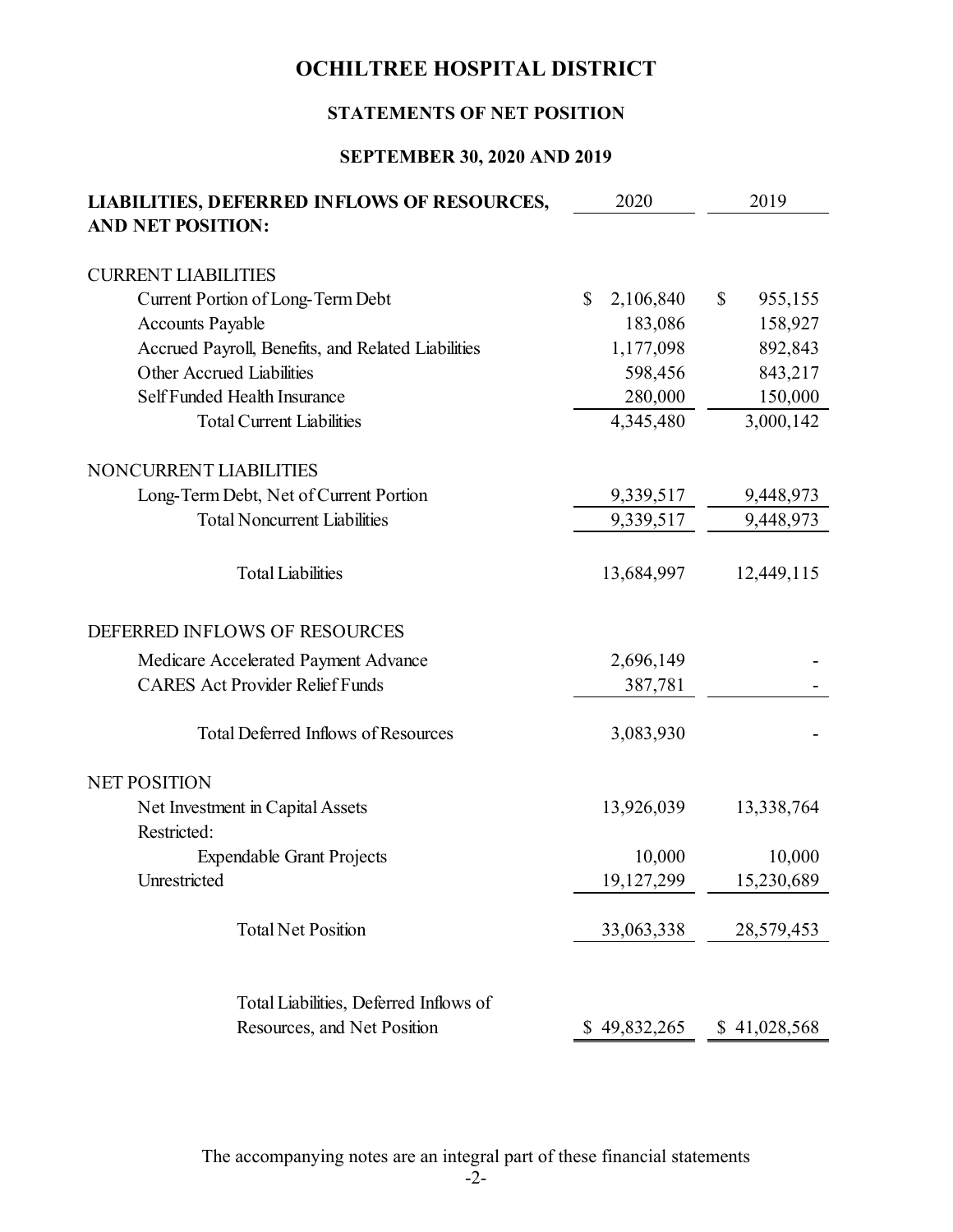# OCHILTREE HOSPITAL DISTRICT

## STATEMENTS OF NET POSITION

### SEPTEMBER 30, 2020 AND 2019

| LIABILITIES, DEFERRED INFLOWS OF RESOURCES, AND NET POSITION: | 2020 | 2019 |
|---|---|---|
| CURRENT LIABILITIES | | |
| Current Portion of Long-Term Debt | $ 2,106,840 | $ 955,155 |
| Accounts Payable | 183,086 | 158,927 |
| Accrued Payroll, Benefits, and Related Liabilities | 1,177,098 | 892,843 |
| Other Accrued Liabilities | 598,456 | 843,217 |
| Self Funded Health Insurance | 280,000 | 150,000 |
| Total Current Liabilities | 4,345,480 | 3,000,142 |
| NONCURRENT LIABILITIES | | |
| Long-Term Debt, Net of Current Portion | 9,339,517 | 9,448,973 |
| Total Noncurrent Liabilities | 9,339,517 | 9,448,973 |
| Total Liabilities | 13,684,997 | 12,449,115 |
| DEFERRED INFLOWS OF RESOURCES | | |
| Medicare Accelerated Payment Advance | 2,696,149 | - |
| CARES Act Provider Relief Funds | 387,781 | - |
| Total Deferred Inflows of Resources | 3,083,930 | - |
| NET POSITION | | |
| Net Investment in Capital Assets | 13,926,039 | 13,338,764 |
| Restricted: | | |
| Expendable Grant Projects | 10,000 | 10,000 |
| Unrestricted | 19,127,299 | 15,230,689 |
| Total Net Position | 33,063,338 | 28,579,453 |
| Total Liabilities, Deferred Inflows of Resources, and Net Position | $ 49,832,265 | $ 41,028,568 |

The accompanying notes are an integral part of these financial statements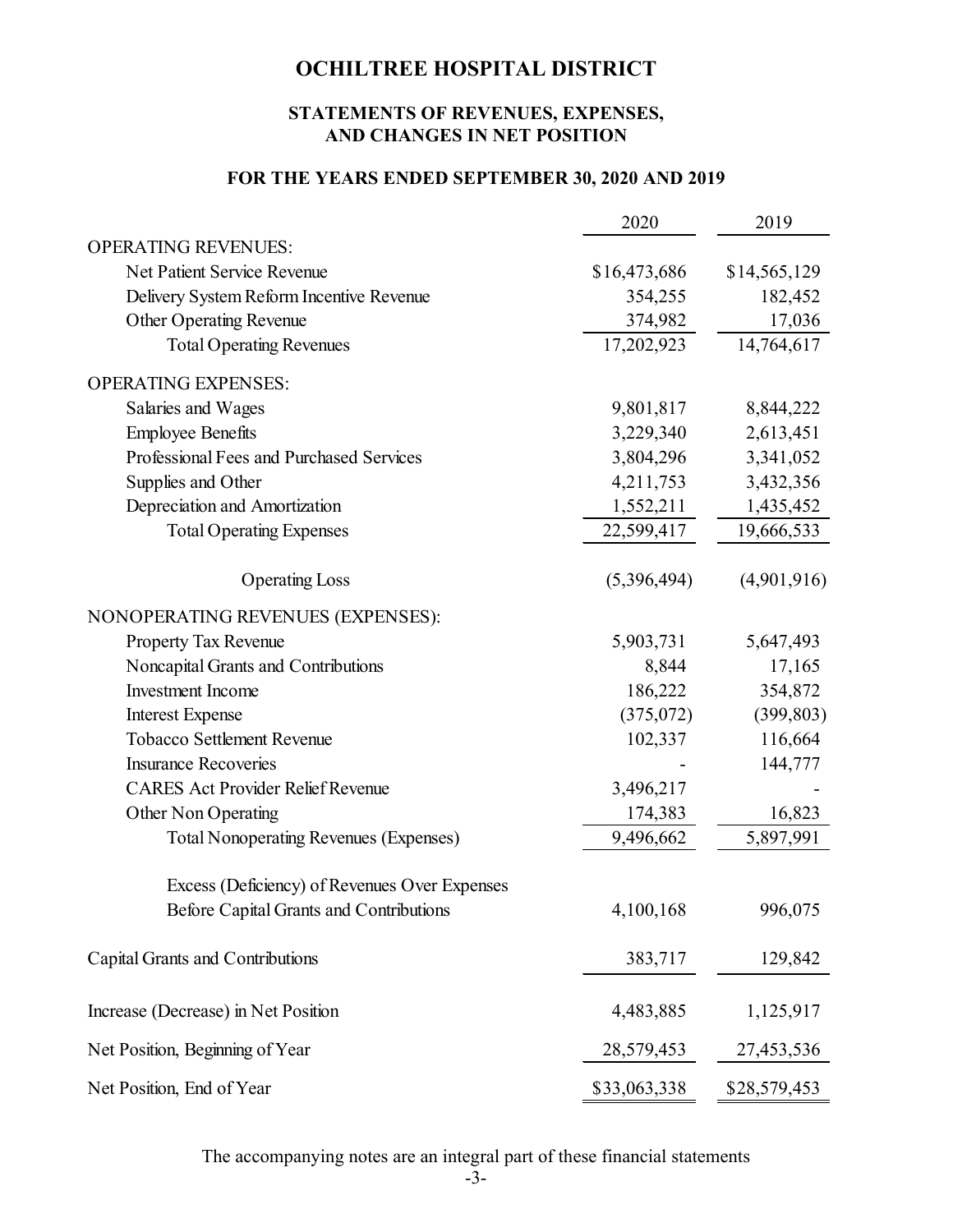# OCHILTREE HOSPITAL DISTRICT

## STATEMENTS OF REVENUES, EXPENSES, AND CHANGES IN NET POSITION

### FOR THE YEARS ENDED SEPTEMBER 30, 2020 AND 2019

| | 2020 | 2019 |
|---|---|---|
| OPERATING REVENUES: | | |
| Net Patient Service Revenue | $16,473,686 | $14,565,129 |
| Delivery System Reform Incentive Revenue | 354,255 | 182,452 |
| Other Operating Revenue | 374,982 | 17,036 |
| Total Operating Revenues | 17,202,923 | 14,764,617 |
| OPERATING EXPENSES: | | |
| Salaries and Wages | 9,801,817 | 8,844,222 |
| Employee Benefits | 3,229,340 | 2,613,451 |
| Professional Fees and Purchased Services | 3,804,296 | 3,341,052 |
| Supplies and Other | 4,211,753 | 3,432,356 |
| Depreciation and Amortization | 1,552,211 | 1,435,452 |
| Total Operating Expenses | 22,599,417 | 19,666,533 |
| Operating Loss | (5,396,494) | (4,901,916) |
| NONOPERATING REVENUES (EXPENSES): | | |
| Property Tax Revenue | 5,903,731 | 5,647,493 |
| Noncapital Grants and Contributions | 8,844 | 17,165 |
| Investment Income | 186,222 | 354,872 |
| Interest Expense | (375,072) | (399,803) |
| Tobacco Settlement Revenue | 102,337 | 116,664 |
| Insurance Recoveries | - | 144,777 |
| CARES Act Provider Relief Revenue | 3,496,217 | - |
| Other Non Operating | 174,383 | 16,823 |
| Total Nonoperating Revenues (Expenses) | 9,496,662 | 5,897,991 |
| Excess (Deficiency) of Revenues Over Expenses Before Capital Grants and Contributions | 4,100,168 | 996,075 |
| Capital Grants and Contributions | 383,717 | 129,842 |
| Increase (Decrease) in Net Position | 4,483,885 | 1,125,917 |
| Net Position, Beginning of Year | 28,579,453 | 27,453,536 |
| Net Position, End of Year | $33,063,338 | $28,579,453 |

The accompanying notes are an integral part of these financial statements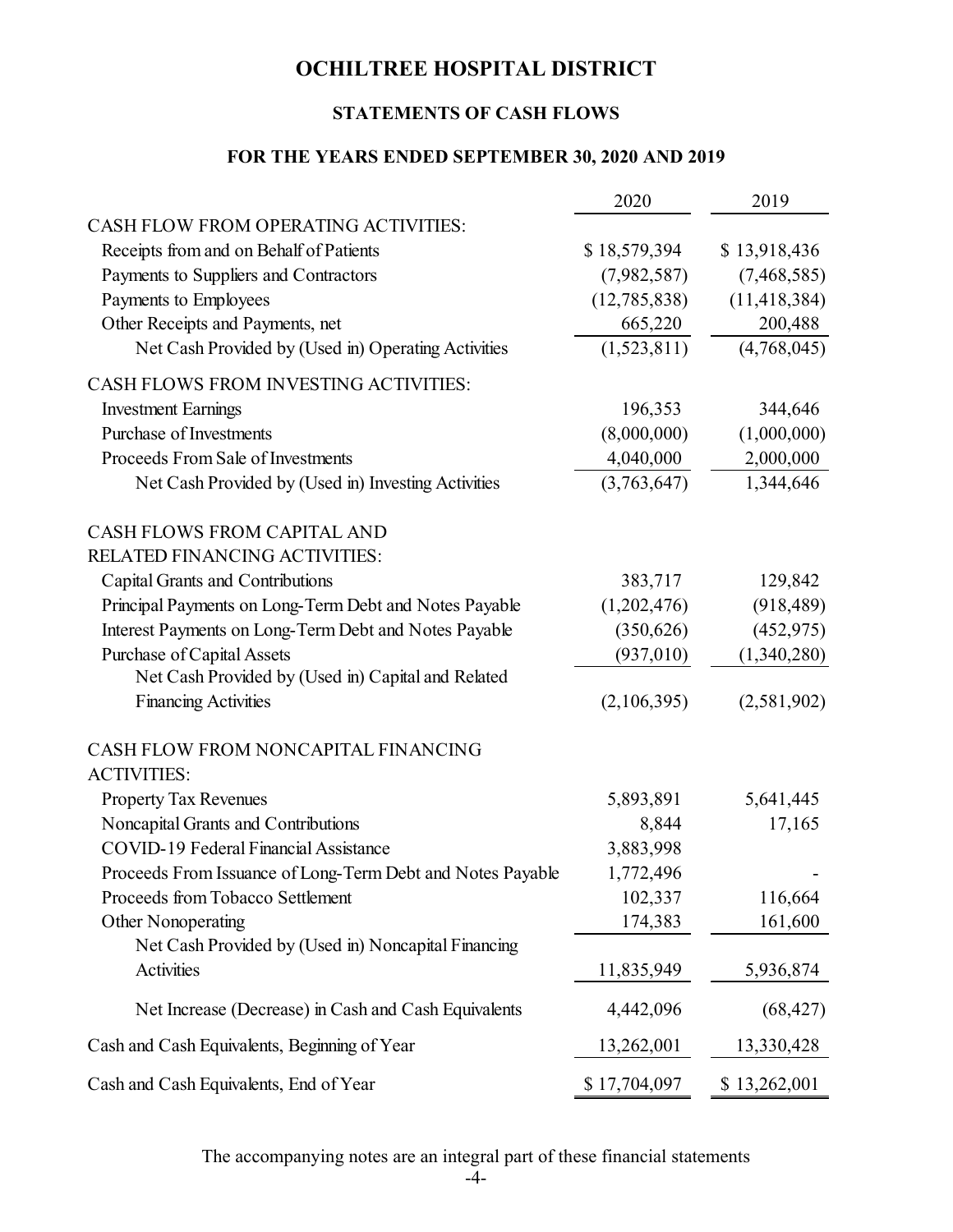# OCHILTREE HOSPITAL DISTRICT

## STATEMENTS OF CASH FLOWS

### FOR THE YEARS ENDED SEPTEMBER 30, 2020 AND 2019

| | 2020 | 2019 |
|---|---|---|
| CASH FLOW FROM OPERATING ACTIVITIES: | | |
| Receipts from and on Behalf of Patients | $ 18,579,394 | $ 13,918,436 |
| Payments to Suppliers and Contractors | (7,982,587) | (7,468,585) |
| Payments to Employees | (12,785,838) | (11,418,384) |
| Other Receipts and Payments, net | 665,220 | 200,488 |
| Net Cash Provided by (Used in) Operating Activities | (1,523,811) | (4,768,045) |
| CASH FLOWS FROM INVESTING ACTIVITIES: | | |
| Investment Earnings | 196,353 | 344,646 |
| Purchase of Investments | (8,000,000) | (1,000,000) |
| Proceeds From Sale of Investments | 4,040,000 | 2,000,000 |
| Net Cash Provided by (Used in) Investing Activities | (3,763,647) | 1,344,646 |
| CASH FLOWS FROM CAPITAL AND RELATED FINANCING ACTIVITIES: | | |
| Capital Grants and Contributions | 383,717 | 129,842 |
| Principal Payments on Long-Term Debt and Notes Payable | (1,202,476) | (918,489) |
| Interest Payments on Long-Term Debt and Notes Payable | (350,626) | (452,975) |
| Purchase of Capital Assets | (937,010) | (1,340,280) |
| Net Cash Provided by (Used in) Capital and Related Financing Activities | (2,106,395) | (2,581,902) |
| CASH FLOW FROM NONCAPITAL FINANCING ACTIVITIES: | | |
| Property Tax Revenues | 5,893,891 | 5,641,445 |
| Noncapital Grants and Contributions | 8,844 | 17,165 |
| COVID-19 Federal Financial Assistance | 3,883,998 | |
| Proceeds From Issuance of Long-Term Debt and Notes Payable | 1,772,496 | - |
| Proceeds from Tobacco Settlement | 102,337 | 116,664 |
| Other Nonoperating | 174,383 | 161,600 |
| Net Cash Provided by (Used in) Noncapital Financing Activities | 11,835,949 | 5,936,874 |
| Net Increase (Decrease) in Cash and Cash Equivalents | 4,442,096 | (68,427) |
| Cash and Cash Equivalents, Beginning of Year | 13,262,001 | 13,330,428 |
| Cash and Cash Equivalents, End of Year | $ 17,704,097 | $ 13,262,001 |

The accompanying notes are an integral part of these financial statements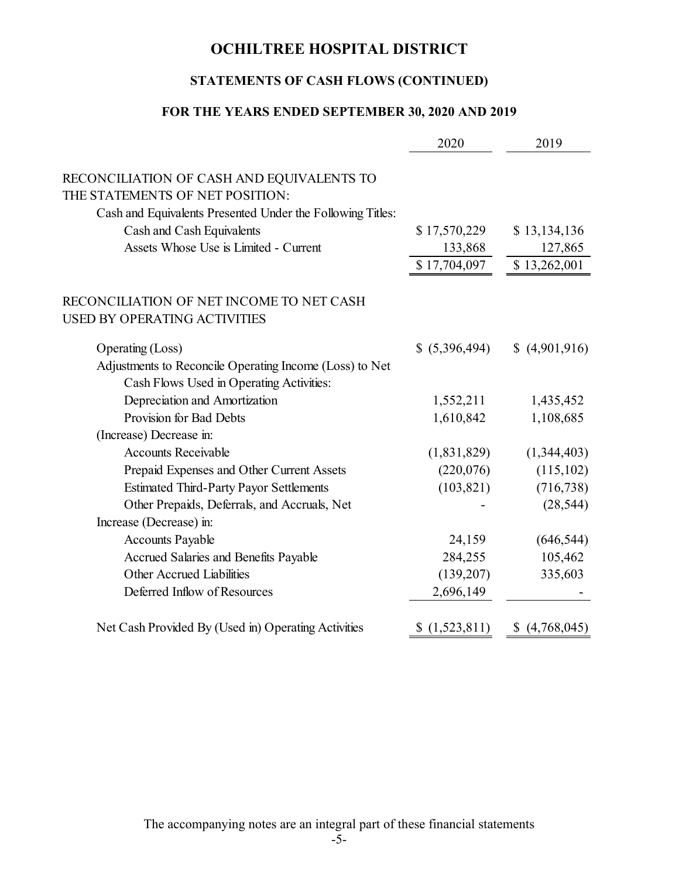# OCHILTREE HOSPITAL DISTRICT

## STATEMENTS OF CASH FLOWS (CONTINUED)

### FOR THE YEARS ENDED SEPTEMBER 30, 2020 AND 2019

| | 2020 | 2019 |
|---|---|---|
| RECONCILIATION OF CASH AND EQUIVALENTS TO THE STATEMENTS OF NET POSITION: | | |
| Cash and Equivalents Presented Under the Following Titles: | | |
| Cash and Cash Equivalents | $ 17,570,229 | $ 13,134,136 |
| Assets Whose Use is Limited - Current | 133,868 | 127,865 |
| | $ 17,704,097 | $ 13,262,001 |
| | | |
| RECONCILIATION OF NET INCOME TO NET CASH USED BY OPERATING ACTIVITIES | | |
| Operating (Loss) | $ (5,396,494) | $ (4,901,916) |
| Adjustments to Reconcile Operating Income (Loss) to Net Cash Flows Used in Operating Activities: | | |
| Depreciation and Amortization | 1,552,211 | 1,435,452 |
| Provision for Bad Debts | 1,610,842 | 1,108,685 |
| (Increase) Decrease in: | | |
| Accounts Receivable | (1,831,829) | (1,344,403) |
| Prepaid Expenses and Other Current Assets | (220,076) | (115,102) |
| Estimated Third-Party Payor Settlements | (103,821) | (716,738) |
| Other Prepaids, Deferrals, and Accruals, Net | - | (28,544) |
| Increase (Decrease) in: | | |
| Accounts Payable | 24,159 | (646,544) |
| Accrued Salaries and Benefits Payable | 284,255 | 105,462 |
| Other Accrued Liabilities | (139,207) | 335,603 |
| Deferred Inflow of Resources | 2,696,149 | - |
| | | |
| Net Cash Provided By (Used in) Operating Activities | $ (1,523,811) | $ (4,768,045) |

The accompanying notes are an integral part of these financial statements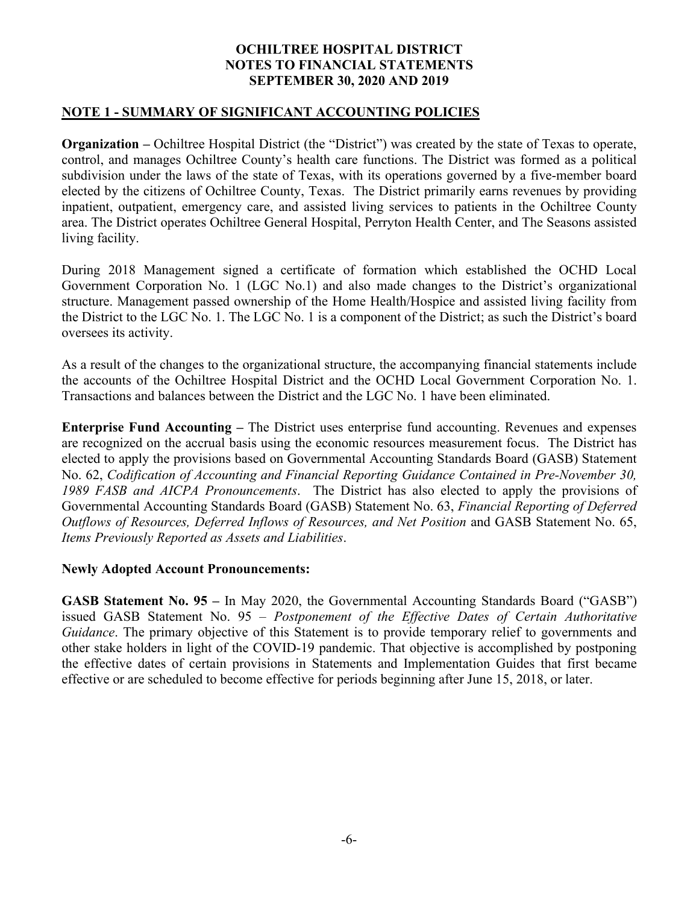**OCHILTREE HOSPITAL DISTRICT**
**NOTES TO FINANCIAL STATEMENTS**
**SEPTEMBER 30, 2020 AND 2019**

## NOTE 1 - SUMMARY OF SIGNIFICANT ACCOUNTING POLICIES

**Organization –** Ochiltree Hospital District (the "District") was created by the state of Texas to operate, control, and manages Ochiltree County's health care functions. The District was formed as a political subdivision under the laws of the state of Texas, with its operations governed by a five-member board elected by the citizens of Ochiltree County, Texas. The District primarily earns revenues by providing inpatient, outpatient, emergency care, and assisted living services to patients in the Ochiltree County area. The District operates Ochiltree General Hospital, Perryton Health Center, and The Seasons assisted living facility.

During 2018 Management signed a certificate of formation which established the OCHD Local Government Corporation No. 1 (LGC No.1) and also made changes to the District's organizational structure. Management passed ownership of the Home Health/Hospice and assisted living facility from the District to the LGC No. 1. The LGC No. 1 is a component of the District; as such the District's board oversees its activity.

As a result of the changes to the organizational structure, the accompanying financial statements include the accounts of the Ochiltree Hospital District and the OCHD Local Government Corporation No. 1. Transactions and balances between the District and the LGC No. 1 have been eliminated.

**Enterprise Fund Accounting –** The District uses enterprise fund accounting. Revenues and expenses are recognized on the accrual basis using the economic resources measurement focus. The District has elected to apply the provisions based on Governmental Accounting Standards Board (GASB) Statement No. 62, *Codification of Accounting and Financial Reporting Guidance Contained in Pre-November 30, 1989 FASB and AICPA Pronouncements*. The District has also elected to apply the provisions of Governmental Accounting Standards Board (GASB) Statement No. 63, *Financial Reporting of Deferred Outflows of Resources, Deferred Inflows of Resources, and Net Position* and GASB Statement No. 65, *Items Previously Reported as Assets and Liabilities*.

**Newly Adopted Account Pronouncements:**

**GASB Statement No. 95 –** In May 2020, the Governmental Accounting Standards Board ("GASB") issued GASB Statement No. 95 – *Postponement of the Effective Dates of Certain Authoritative Guidance*. The primary objective of this Statement is to provide temporary relief to governments and other stake holders in light of the COVID-19 pandemic. That objective is accomplished by postponing the effective dates of certain provisions in Statements and Implementation Guides that first became effective or are scheduled to become effective for periods beginning after June 15, 2018, or later.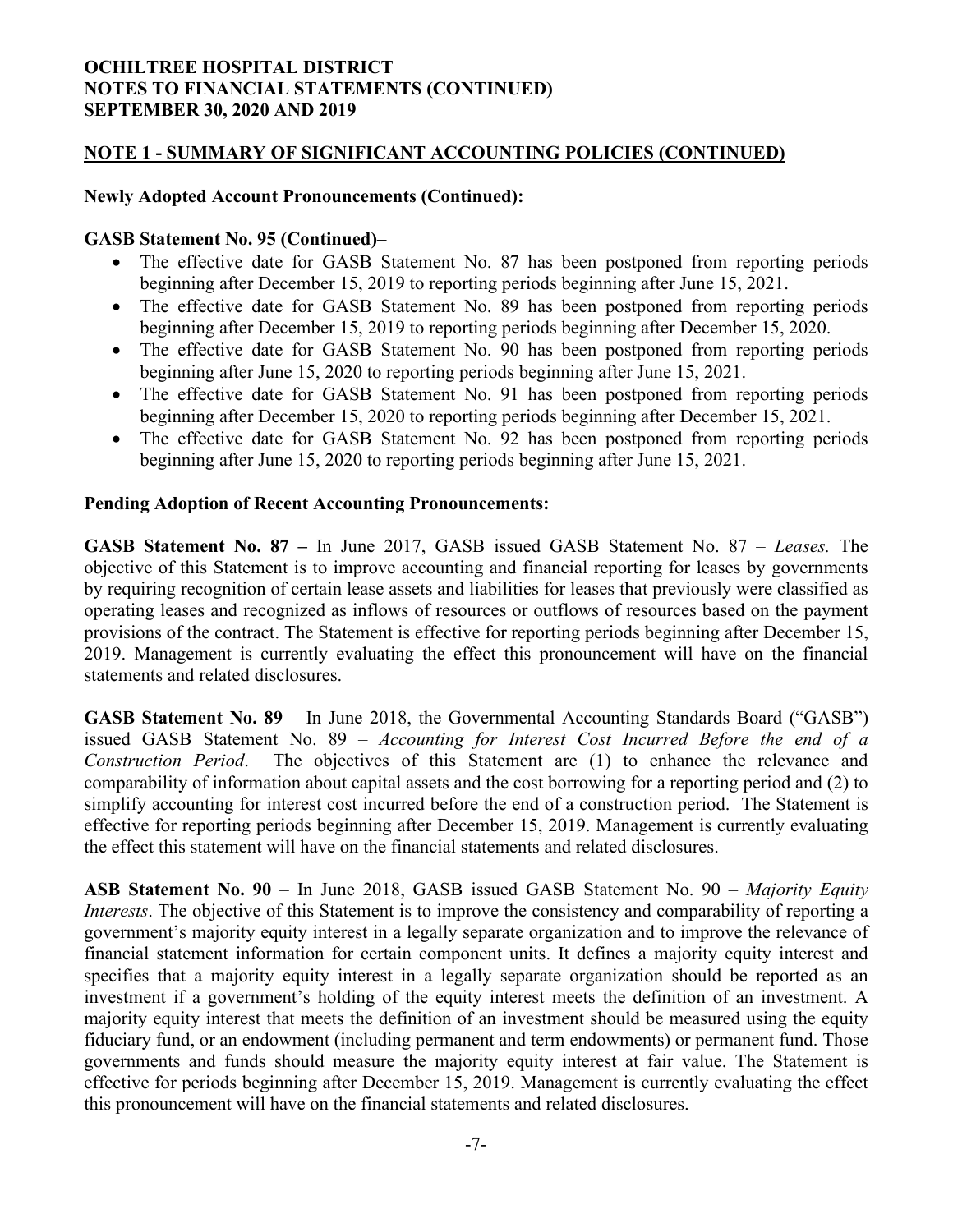## NOTE 1 - SUMMARY OF SIGNIFICANT ACCOUNTING POLICIES (CONTINUED)

### Newly Adopted Account Pronouncements (Continued):

**GASB Statement No. 95 (Continued)–**

- The effective date for GASB Statement No. 87 has been postponed from reporting periods beginning after December 15, 2019 to reporting periods beginning after June 15, 2021.
- The effective date for GASB Statement No. 89 has been postponed from reporting periods beginning after December 15, 2019 to reporting periods beginning after December 15, 2020.
- The effective date for GASB Statement No. 90 has been postponed from reporting periods beginning after June 15, 2020 to reporting periods beginning after June 15, 2021.
- The effective date for GASB Statement No. 91 has been postponed from reporting periods beginning after December 15, 2020 to reporting periods beginning after December 15, 2021.
- The effective date for GASB Statement No. 92 has been postponed from reporting periods beginning after June 15, 2020 to reporting periods beginning after June 15, 2021.

### Pending Adoption of Recent Accounting Pronouncements:

**GASB Statement No. 87 –** In June 2017, GASB issued GASB Statement No. 87 – *Leases.* The objective of this Statement is to improve accounting and financial reporting for leases by governments by requiring recognition of certain lease assets and liabilities for leases that previously were classified as operating leases and recognized as inflows of resources or outflows of resources based on the payment provisions of the contract. The Statement is effective for reporting periods beginning after December 15, 2019. Management is currently evaluating the effect this pronouncement will have on the financial statements and related disclosures.

**GASB Statement No. 89** – In June 2018, the Governmental Accounting Standards Board ("GASB") issued GASB Statement No. 89 – *Accounting for Interest Cost Incurred Before the end of a Construction Period*. The objectives of this Statement are (1) to enhance the relevance and comparability of information about capital assets and the cost borrowing for a reporting period and (2) to simplify accounting for interest cost incurred before the end of a construction period. The Statement is effective for reporting periods beginning after December 15, 2019. Management is currently evaluating the effect this statement will have on the financial statements and related disclosures.

**ASB Statement No. 90** – In June 2018, GASB issued GASB Statement No. 90 – *Majority Equity Interests*. The objective of this Statement is to improve the consistency and comparability of reporting a government's majority equity interest in a legally separate organization and to improve the relevance of financial statement information for certain component units. It defines a majority equity interest and specifies that a majority equity interest in a legally separate organization should be reported as an investment if a government's holding of the equity interest meets the definition of an investment. A majority equity interest that meets the definition of an investment should be measured using the equity fiduciary fund, or an endowment (including permanent and term endowments) or permanent fund. Those governments and funds should measure the majority equity interest at fair value. The Statement is effective for periods beginning after December 15, 2019. Management is currently evaluating the effect this pronouncement will have on the financial statements and related disclosures.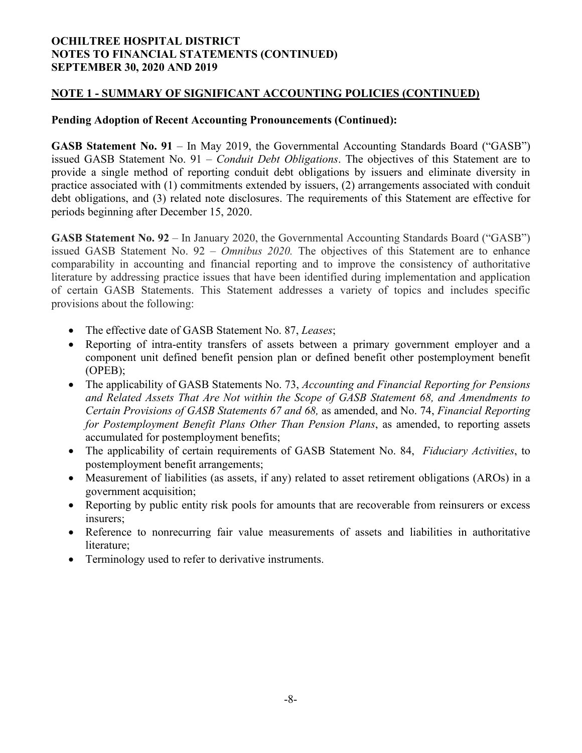## NOTE 1 - SUMMARY OF SIGNIFICANT ACCOUNTING POLICIES (CONTINUED)

### Pending Adoption of Recent Accounting Pronouncements (Continued):

**GASB Statement No. 91** – In May 2019, the Governmental Accounting Standards Board ("GASB") issued GASB Statement No. 91 – *Conduit Debt Obligations*. The objectives of this Statement are to provide a single method of reporting conduit debt obligations by issuers and eliminate diversity in practice associated with (1) commitments extended by issuers, (2) arrangements associated with conduit debt obligations, and (3) related note disclosures. The requirements of this Statement are effective for periods beginning after December 15, 2020.

**GASB Statement No. 92** – In January 2020, the Governmental Accounting Standards Board ("GASB") issued GASB Statement No. 92 – *Omnibus 2020.* The objectives of this Statement are to enhance comparability in accounting and financial reporting and to improve the consistency of authoritative literature by addressing practice issues that have been identified during implementation and application of certain GASB Statements. This Statement addresses a variety of topics and includes specific provisions about the following:

- The effective date of GASB Statement No. 87, *Leases*;
- Reporting of intra-entity transfers of assets between a primary government employer and a component unit defined benefit pension plan or defined benefit other postemployment benefit (OPEB);
- The applicability of GASB Statements No. 73, *Accounting and Financial Reporting for Pensions and Related Assets That Are Not within the Scope of GASB Statement 68, and Amendments to Certain Provisions of GASB Statements 67 and 68,* as amended, and No. 74, *Financial Reporting for Postemployment Benefit Plans Other Than Pension Plans*, as amended, to reporting assets accumulated for postemployment benefits;
- The applicability of certain requirements of GASB Statement No. 84, *Fiduciary Activities*, to postemployment benefit arrangements;
- Measurement of liabilities (as assets, if any) related to asset retirement obligations (AROs) in a government acquisition;
- Reporting by public entity risk pools for amounts that are recoverable from reinsurers or excess insurers;
- Reference to nonrecurring fair value measurements of assets and liabilities in authoritative literature;
- Terminology used to refer to derivative instruments.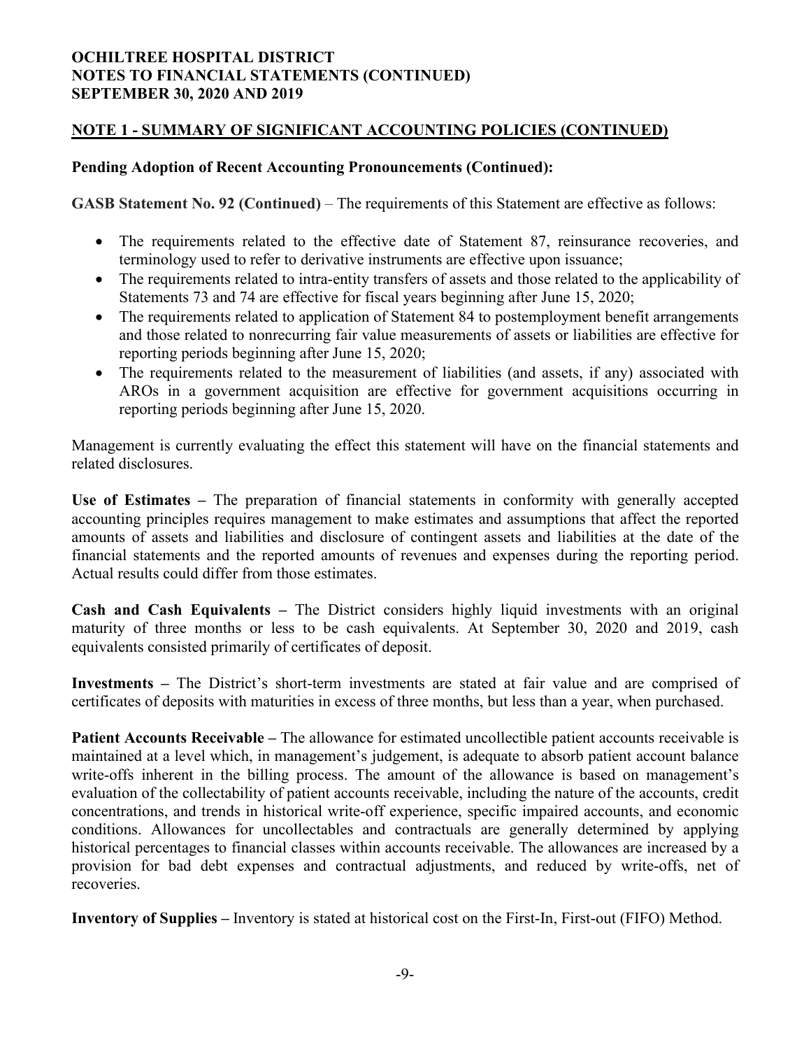## NOTE 1 - SUMMARY OF SIGNIFICANT ACCOUNTING POLICIES (CONTINUED)

### Pending Adoption of Recent Accounting Pronouncements (Continued):

**GASB Statement No. 92 (Continued)** – The requirements of this Statement are effective as follows:

- The requirements related to the effective date of Statement 87, reinsurance recoveries, and terminology used to refer to derivative instruments are effective upon issuance;
- The requirements related to intra-entity transfers of assets and those related to the applicability of Statements 73 and 74 are effective for fiscal years beginning after June 15, 2020;
- The requirements related to application of Statement 84 to postemployment benefit arrangements and those related to nonrecurring fair value measurements of assets or liabilities are effective for reporting periods beginning after June 15, 2020;
- The requirements related to the measurement of liabilities (and assets, if any) associated with AROs in a government acquisition are effective for government acquisitions occurring in reporting periods beginning after June 15, 2020.

Management is currently evaluating the effect this statement will have on the financial statements and related disclosures.

**Use of Estimates –** The preparation of financial statements in conformity with generally accepted accounting principles requires management to make estimates and assumptions that affect the reported amounts of assets and liabilities and disclosure of contingent assets and liabilities at the date of the financial statements and the reported amounts of revenues and expenses during the reporting period. Actual results could differ from those estimates.

**Cash and Cash Equivalents –** The District considers highly liquid investments with an original maturity of three months or less to be cash equivalents. At September 30, 2020 and 2019, cash equivalents consisted primarily of certificates of deposit.

**Investments –** The District's short-term investments are stated at fair value and are comprised of certificates of deposits with maturities in excess of three months, but less than a year, when purchased.

**Patient Accounts Receivable –** The allowance for estimated uncollectible patient accounts receivable is maintained at a level which, in management's judgement, is adequate to absorb patient account balance write-offs inherent in the billing process. The amount of the allowance is based on management's evaluation of the collectability of patient accounts receivable, including the nature of the accounts, credit concentrations, and trends in historical write-off experience, specific impaired accounts, and economic conditions. Allowances for uncollectables and contractuals are generally determined by applying historical percentages to financial classes within accounts receivable. The allowances are increased by a provision for bad debt expenses and contractual adjustments, and reduced by write-offs, net of recoveries.

**Inventory of Supplies –** Inventory is stated at historical cost on the First-In, First-out (FIFO) Method.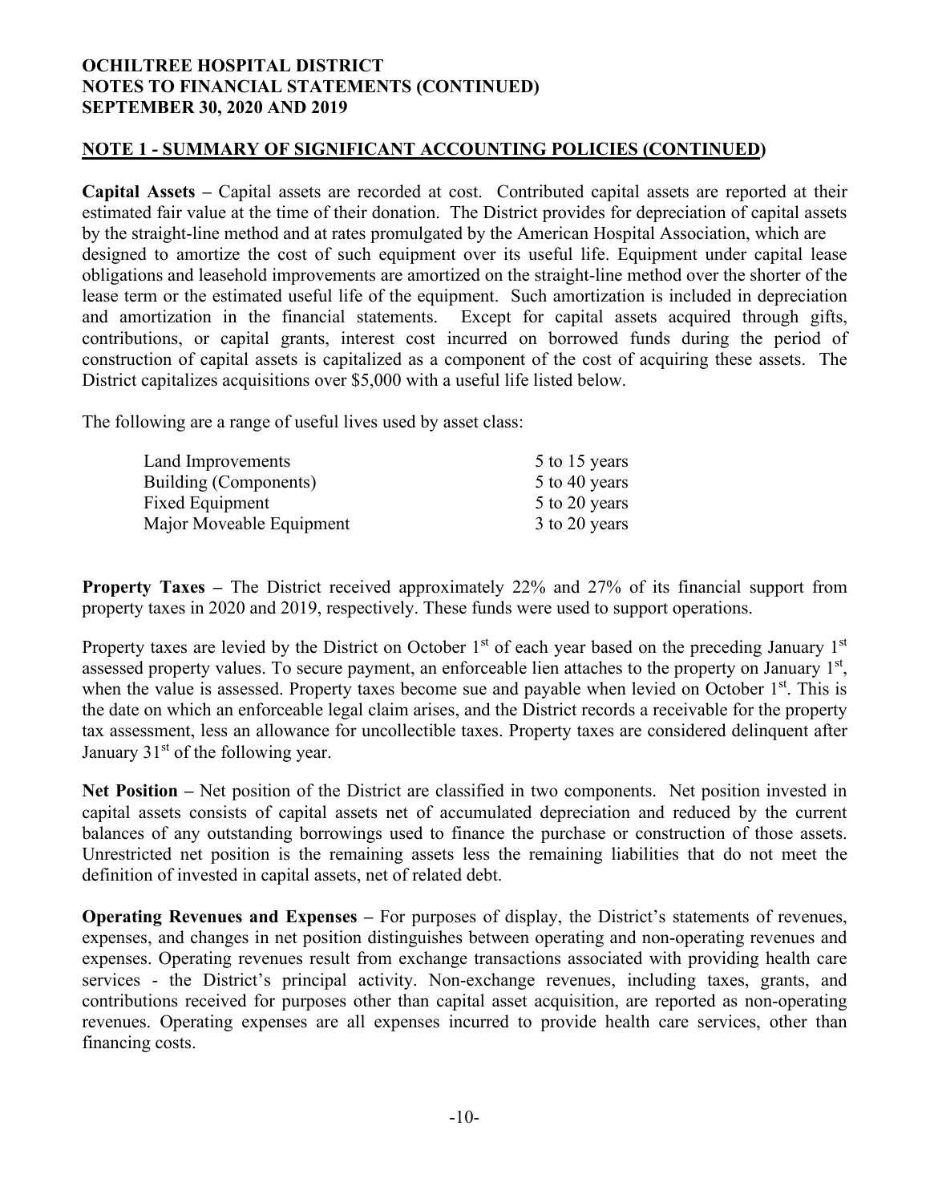**OCHILTREE HOSPITAL DISTRICT**
**NOTES TO FINANCIAL STATEMENTS (CONTINUED)**
**SEPTEMBER 30, 2020 AND 2019**

## NOTE 1 - SUMMARY OF SIGNIFICANT ACCOUNTING POLICIES (CONTINUED)

**Capital Assets –** Capital assets are recorded at cost. Contributed capital assets are reported at their estimated fair value at the time of their donation. The District provides for depreciation of capital assets by the straight-line method and at rates promulgated by the American Hospital Association, which are designed to amortize the cost of such equipment over its useful life. Equipment under capital lease obligations and leasehold improvements are amortized on the straight-line method over the shorter of the lease term or the estimated useful life of the equipment. Such amortization is included in depreciation and amortization in the financial statements. Except for capital assets acquired through gifts, contributions, or capital grants, interest cost incurred on borrowed funds during the period of construction of capital assets is capitalized as a component of the cost of acquiring these assets. The District capitalizes acquisitions over $5,000 with a useful life listed below.

The following are a range of useful lives used by asset class:

| | |
|---|---|
| Land Improvements | 5 to 15 years |
| Building (Components) | 5 to 40 years |
| Fixed Equipment | 5 to 20 years |
| Major Moveable Equipment | 3 to 20 years |

**Property Taxes –** The District received approximately 22% and 27% of its financial support from property taxes in 2020 and 2019, respectively. These funds were used to support operations.

Property taxes are levied by the District on October 1st of each year based on the preceding January 1st assessed property values. To secure payment, an enforceable lien attaches to the property on January 1st, when the value is assessed. Property taxes become sue and payable when levied on October 1st. This is the date on which an enforceable legal claim arises, and the District records a receivable for the property tax assessment, less an allowance for uncollectible taxes. Property taxes are considered delinquent after January 31st of the following year.

**Net Position –** Net position of the District are classified in two components. Net position invested in capital assets consists of capital assets net of accumulated depreciation and reduced by the current balances of any outstanding borrowings used to finance the purchase or construction of those assets. Unrestricted net position is the remaining assets less the remaining liabilities that do not meet the definition of invested in capital assets, net of related debt.

**Operating Revenues and Expenses –** For purposes of display, the District's statements of revenues, expenses, and changes in net position distinguishes between operating and non-operating revenues and expenses. Operating revenues result from exchange transactions associated with providing health care services - the District's principal activity. Non-exchange revenues, including taxes, grants, and contributions received for purposes other than capital asset acquisition, are reported as non-operating revenues. Operating expenses are all expenses incurred to provide health care services, other than financing costs.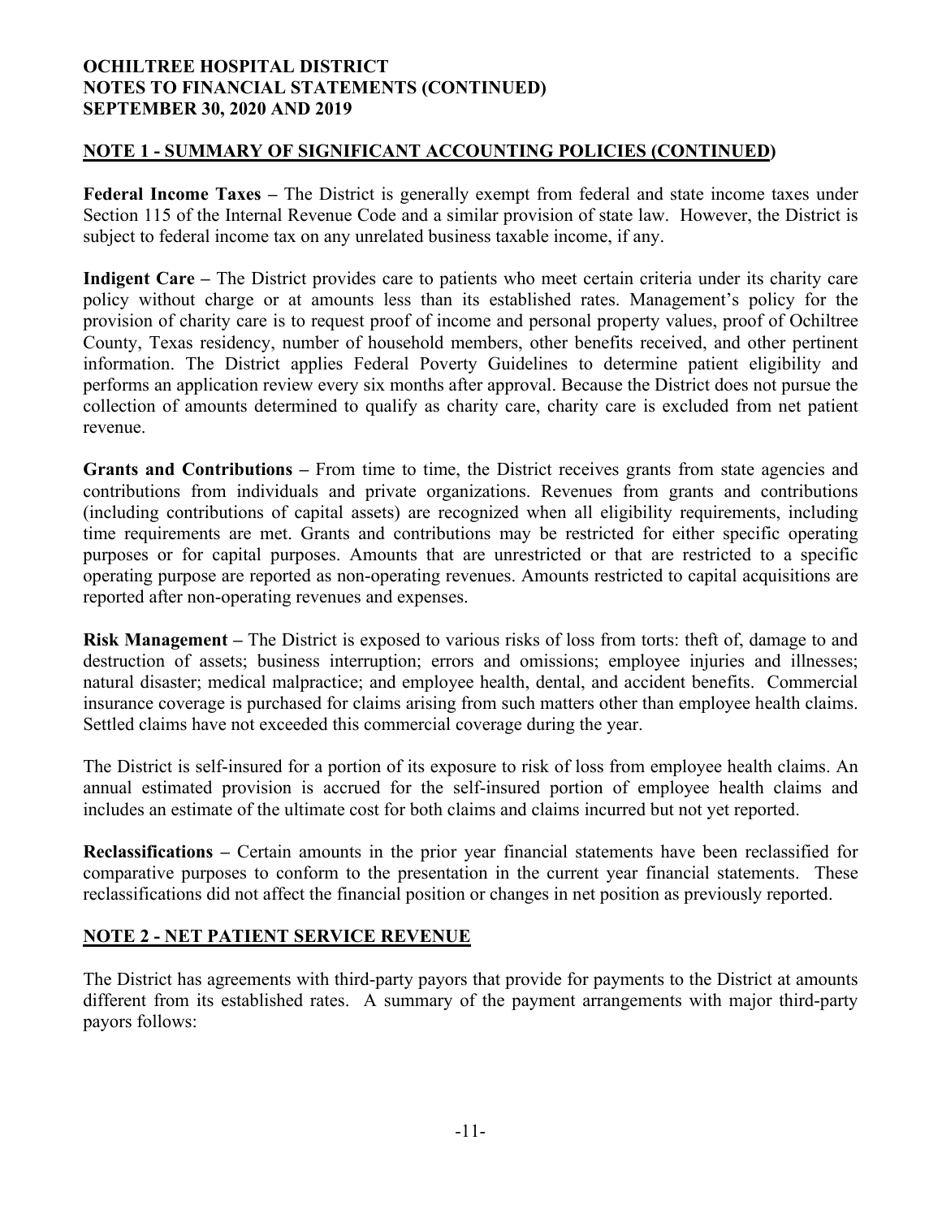## NOTE 1 - SUMMARY OF SIGNIFICANT ACCOUNTING POLICIES (CONTINUED)

**Federal Income Taxes –** The District is generally exempt from federal and state income taxes under Section 115 of the Internal Revenue Code and a similar provision of state law. However, the District is subject to federal income tax on any unrelated business taxable income, if any.

**Indigent Care –** The District provides care to patients who meet certain criteria under its charity care policy without charge or at amounts less than its established rates. Management's policy for the provision of charity care is to request proof of income and personal property values, proof of Ochiltree County, Texas residency, number of household members, other benefits received, and other pertinent information. The District applies Federal Poverty Guidelines to determine patient eligibility and performs an application review every six months after approval. Because the District does not pursue the collection of amounts determined to qualify as charity care, charity care is excluded from net patient revenue.

**Grants and Contributions –** From time to time, the District receives grants from state agencies and contributions from individuals and private organizations. Revenues from grants and contributions (including contributions of capital assets) are recognized when all eligibility requirements, including time requirements are met. Grants and contributions may be restricted for either specific operating purposes or for capital purposes. Amounts that are unrestricted or that are restricted to a specific operating purpose are reported as non-operating revenues. Amounts restricted to capital acquisitions are reported after non-operating revenues and expenses.

**Risk Management –** The District is exposed to various risks of loss from torts: theft of, damage to and destruction of assets; business interruption; errors and omissions; employee injuries and illnesses; natural disaster; medical malpractice; and employee health, dental, and accident benefits. Commercial insurance coverage is purchased for claims arising from such matters other than employee health claims. Settled claims have not exceeded this commercial coverage during the year.

The District is self-insured for a portion of its exposure to risk of loss from employee health claims. An annual estimated provision is accrued for the self-insured portion of employee health claims and includes an estimate of the ultimate cost for both claims and claims incurred but not yet reported.

**Reclassifications –** Certain amounts in the prior year financial statements have been reclassified for comparative purposes to conform to the presentation in the current year financial statements. These reclassifications did not affect the financial position or changes in net position as previously reported.

## NOTE 2 - NET PATIENT SERVICE REVENUE

The District has agreements with third-party payors that provide for payments to the District at amounts different from its established rates. A summary of the payment arrangements with major third-party payors follows: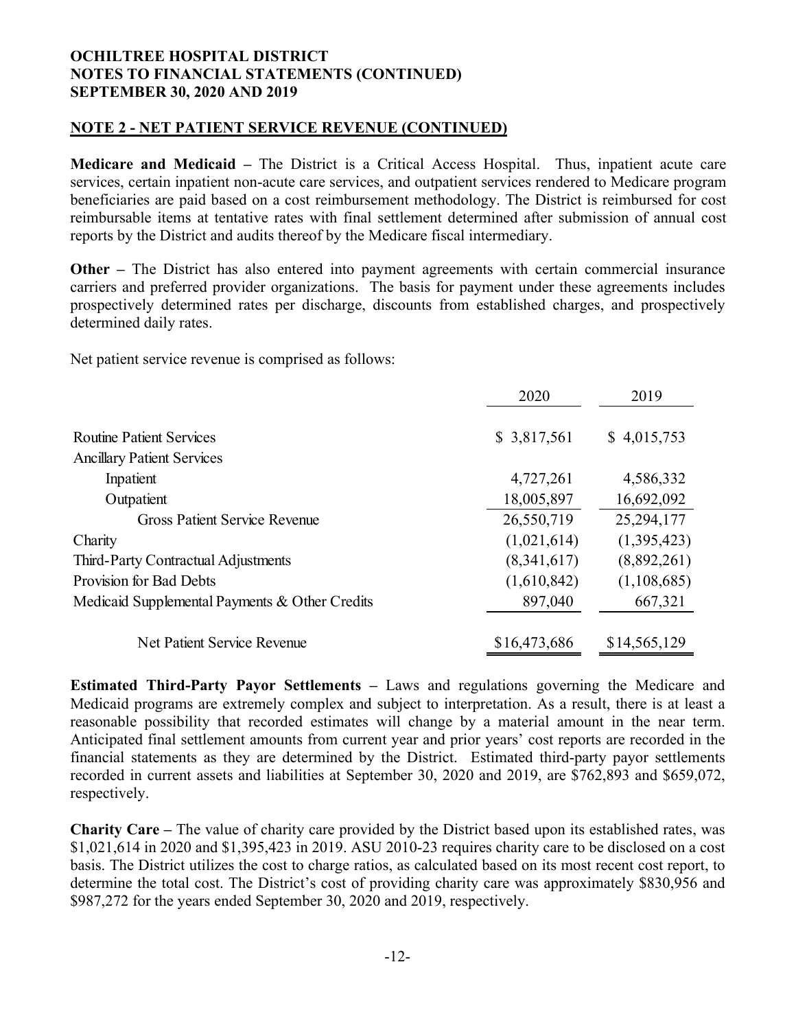**OCHILTREE HOSPITAL DISTRICT**
**NOTES TO FINANCIAL STATEMENTS (CONTINUED)**
**SEPTEMBER 30, 2020 AND 2019**

## NOTE 2 - NET PATIENT SERVICE REVENUE (CONTINUED)

**Medicare and Medicaid –** The District is a Critical Access Hospital. Thus, inpatient acute care services, certain inpatient non-acute care services, and outpatient services rendered to Medicare program beneficiaries are paid based on a cost reimbursement methodology. The District is reimbursed for cost reimbursable items at tentative rates with final settlement determined after submission of annual cost reports by the District and audits thereof by the Medicare fiscal intermediary.

**Other –** The District has also entered into payment agreements with certain commercial insurance carriers and preferred provider organizations. The basis for payment under these agreements includes prospectively determined rates per discharge, discounts from established charges, and prospectively determined daily rates.

Net patient service revenue is comprised as follows:

| | 2020 | 2019 |
|---|---|---|
| Routine Patient Services | $ 3,817,561 | $ 4,015,753 |
| Ancillary Patient Services | | |
| Inpatient | 4,727,261 | 4,586,332 |
| Outpatient | 18,005,897 | 16,692,092 |
| Gross Patient Service Revenue | 26,550,719 | 25,294,177 |
| Charity | (1,021,614) | (1,395,423) |
| Third-Party Contractual Adjustments | (8,341,617) | (8,892,261) |
| Provision for Bad Debts | (1,610,842) | (1,108,685) |
| Medicaid Supplemental Payments & Other Credits | 897,040 | 667,321 |
| Net Patient Service Revenue | $16,473,686 | $14,565,129 |

**Estimated Third-Party Payor Settlements –** Laws and regulations governing the Medicare and Medicaid programs are extremely complex and subject to interpretation. As a result, there is at least a reasonable possibility that recorded estimates will change by a material amount in the near term. Anticipated final settlement amounts from current year and prior years' cost reports are recorded in the financial statements as they are determined by the District. Estimated third-party payor settlements recorded in current assets and liabilities at September 30, 2020 and 2019, are $762,893 and $659,072, respectively.

**Charity Care –** The value of charity care provided by the District based upon its established rates, was $1,021,614 in 2020 and $1,395,423 in 2019. ASU 2010-23 requires charity care to be disclosed on a cost basis. The District utilizes the cost to charge ratios, as calculated based on its most recent cost report, to determine the total cost. The District's cost of providing charity care was approximately $830,956 and $987,272 for the years ended September 30, 2020 and 2019, respectively.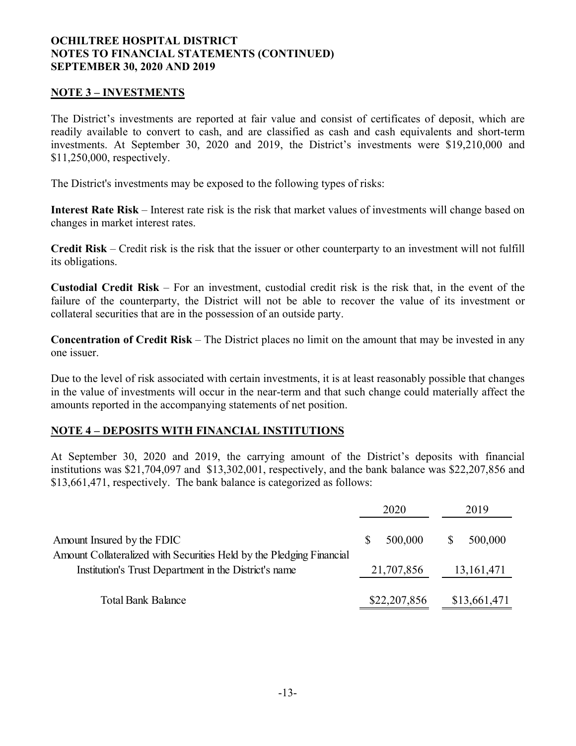**OCHILTREE HOSPITAL DISTRICT**
**NOTES TO FINANCIAL STATEMENTS (CONTINUED)**
**SEPTEMBER 30, 2020 AND 2019**

## NOTE 3 – INVESTMENTS

The District's investments are reported at fair value and consist of certificates of deposit, which are readily available to convert to cash, and are classified as cash and cash equivalents and short-term investments. At September 30, 2020 and 2019, the District's investments were $19,210,000 and $11,250,000, respectively.

The District's investments may be exposed to the following types of risks:

**Interest Rate Risk** – Interest rate risk is the risk that market values of investments will change based on changes in market interest rates.

**Credit Risk** – Credit risk is the risk that the issuer or other counterparty to an investment will not fulfill its obligations.

**Custodial Credit Risk** – For an investment, custodial credit risk is the risk that, in the event of the failure of the counterparty, the District will not be able to recover the value of its investment or collateral securities that are in the possession of an outside party.

**Concentration of Credit Risk** – The District places no limit on the amount that may be invested in any one issuer.

Due to the level of risk associated with certain investments, it is at least reasonably possible that changes in the value of investments will occur in the near-term and that such change could materially affect the amounts reported in the accompanying statements of net position.

## NOTE 4 – DEPOSITS WITH FINANCIAL INSTITUTIONS

At September 30, 2020 and 2019, the carrying amount of the District's deposits with financial institutions was $21,704,097 and $13,302,001, respectively, and the bank balance was $22,207,856 and $13,661,471, respectively. The bank balance is categorized as follows:

| | 2020 | 2019 |
|---|---|---|
| Amount Insured by the FDIC | $ 500,000 | $ 500,000 |
| Amount Collateralized with Securities Held by the Pledging Financial Institution's Trust Department in the District's name | 21,707,856 | 13,161,471 |
| Total Bank Balance | $22,207,856 | $13,661,471 |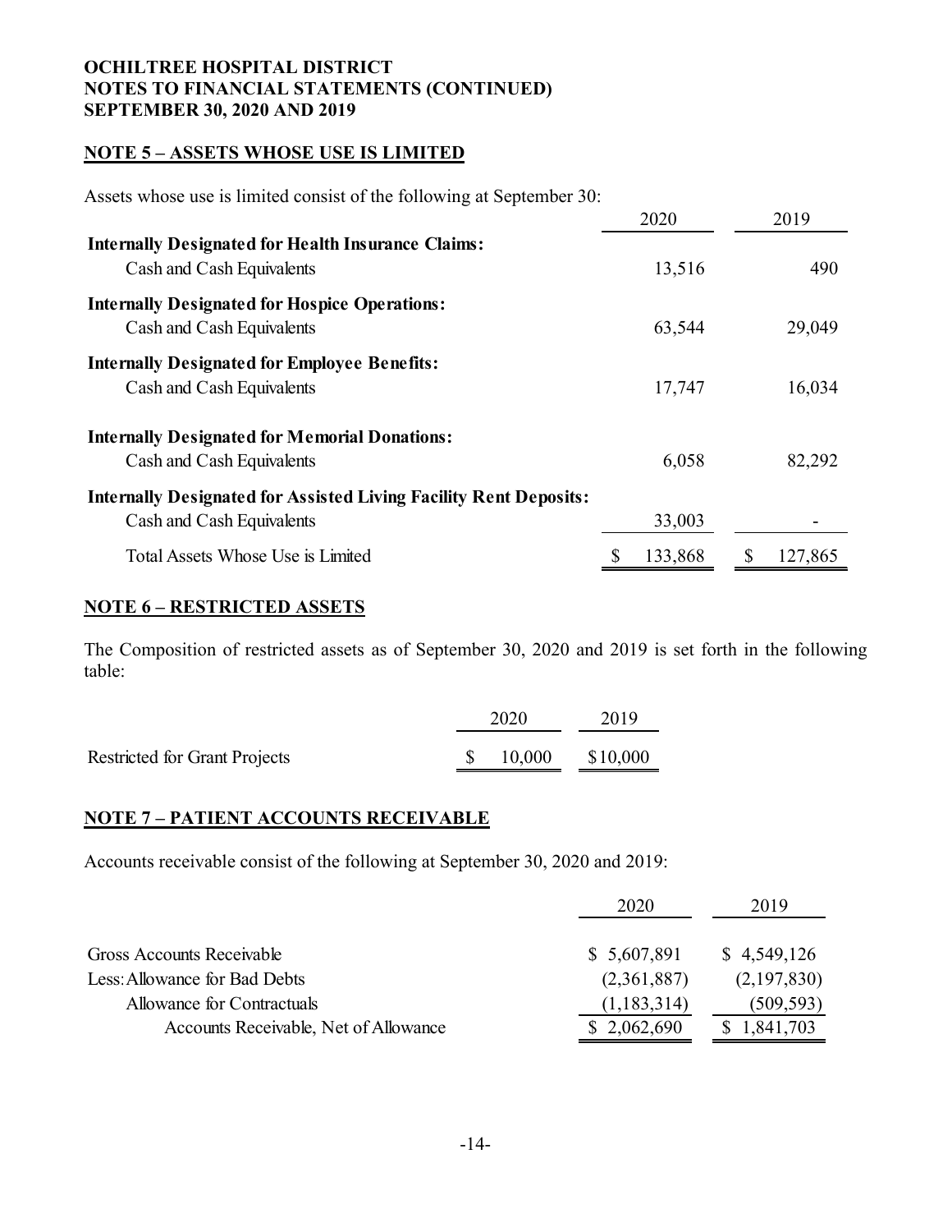**OCHILTREE HOSPITAL DISTRICT**
**NOTES TO FINANCIAL STATEMENTS (CONTINUED)**
**SEPTEMBER 30, 2020 AND 2019**

## NOTE 5 – ASSETS WHOSE USE IS LIMITED

Assets whose use is limited consist of the following at September 30:

| | 2020 | 2019 |
|---|---|---|
| **Internally Designated for Health Insurance Claims:** | | |
| Cash and Cash Equivalents | 13,516 | 490 |
| **Internally Designated for Hospice Operations:** | | |
| Cash and Cash Equivalents | 63,544 | 29,049 |
| **Internally Designated for Employee Benefits:** | | |
| Cash and Cash Equivalents | 17,747 | 16,034 |
| **Internally Designated for Memorial Donations:** | | |
| Cash and Cash Equivalents | 6,058 | 82,292 |
| **Internally Designated for Assisted Living Facility Rent Deposits:** | | |
| Cash and Cash Equivalents | 33,003 | - |
| Total Assets Whose Use is Limited | $ 133,868 | $ 127,865 |

## NOTE 6 – RESTRICTED ASSETS

The Composition of restricted assets as of September 30, 2020 and 2019 is set forth in the following table:

| | 2020 | 2019 |
|---|---|---|
| Restricted for Grant Projects | $ 10,000 | $10,000 |

## NOTE 7 – PATIENT ACCOUNTS RECEIVABLE

Accounts receivable consist of the following at September 30, 2020 and 2019:

| | 2020 | 2019 |
|---|---|---|
| Gross Accounts Receivable | $ 5,607,891 | $ 4,549,126 |
| Less: Allowance for Bad Debts | (2,361,887) | (2,197,830) |
| Allowance for Contractuals | (1,183,314) | (509,593) |
| Accounts Receivable, Net of Allowance | $ 2,062,690 | $ 1,841,703 |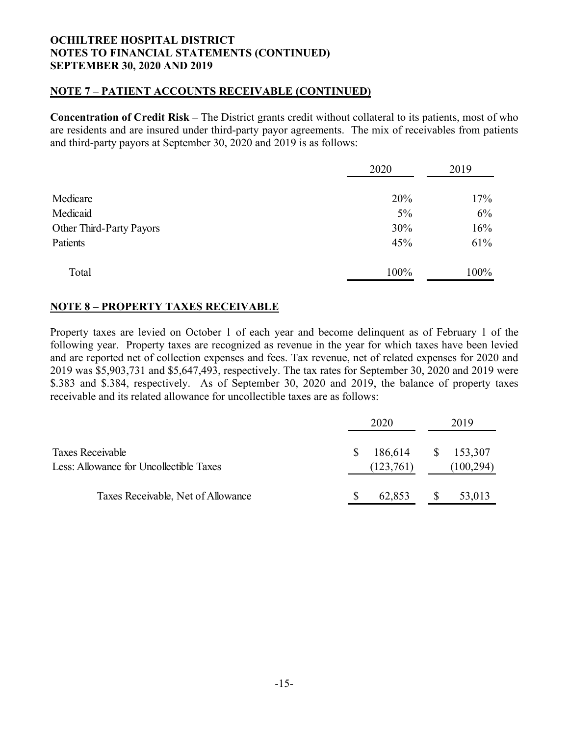**OCHILTREE HOSPITAL DISTRICT**
**NOTES TO FINANCIAL STATEMENTS (CONTINUED)**
**SEPTEMBER 30, 2020 AND 2019**

## NOTE 7 – PATIENT ACCOUNTS RECEIVABLE (CONTINUED)

**Concentration of Credit Risk –** The District grants credit without collateral to its patients, most of who are residents and are insured under third-party payor agreements. The mix of receivables from patients and third-party payors at September 30, 2020 and 2019 is as follows:

| | 2020 | 2019 |
|---|---|---|
| Medicare | 20% | 17% |
| Medicaid | 5% | 6% |
| Other Third-Party Payors | 30% | 16% |
| Patients | 45% | 61% |
| Total | 100% | 100% |

## NOTE 8 – PROPERTY TAXES RECEIVABLE

Property taxes are levied on October 1 of each year and become delinquent as of February 1 of the following year. Property taxes are recognized as revenue in the year for which taxes have been levied and are reported net of collection expenses and fees. Tax revenue, net of related expenses for 2020 and 2019 was $5,903,731 and $5,647,493, respectively. The tax rates for September 30, 2020 and 2019 were $.383 and $.384, respectively. As of September 30, 2020 and 2019, the balance of property taxes receivable and its related allowance for uncollectible taxes are as follows:

| | 2020 | 2019 |
|---|---|---|
| Taxes Receivable | $ 186,614 | $ 153,307 |
| Less: Allowance for Uncollectible Taxes | (123,761) | (100,294) |
| Taxes Receivable, Net of Allowance | $ 62,853 | $ 53,013 |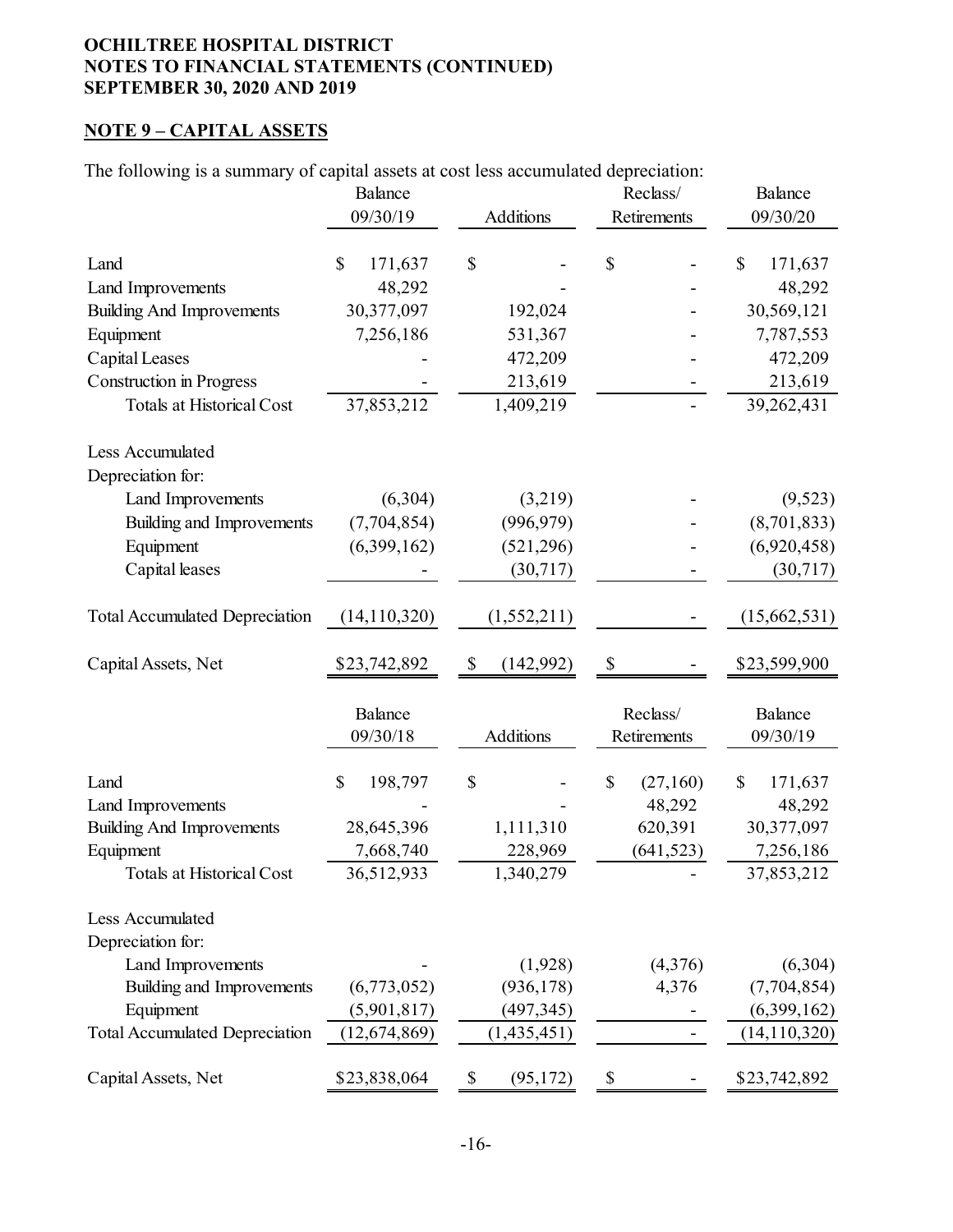**OCHILTREE HOSPITAL DISTRICT**
**NOTES TO FINANCIAL STATEMENTS (CONTINUED)**
**SEPTEMBER 30, 2020 AND 2019**

## NOTE 9 – CAPITAL ASSETS

The following is a summary of capital assets at cost less accumulated depreciation:

| | Balance 09/30/19 | Additions | Reclass/ Retirements | Balance 09/30/20 |
|---|---|---|---|---|
| Land | $ 171,637 | $ - | $ - | $ 171,637 |
| Land Improvements | 48,292 | - | - | 48,292 |
| Building And Improvements | 30,377,097 | 192,024 | - | 30,569,121 |
| Equipment | 7,256,186 | 531,367 | - | 7,787,553 |
| Capital Leases | - | 472,209 | - | 472,209 |
| Construction in Progress | - | 213,619 | - | 213,619 |
| Totals at Historical Cost | 37,853,212 | 1,409,219 | - | 39,262,431 |
| Less Accumulated Depreciation for: | | | | |
| Land Improvements | (6,304) | (3,219) | - | (9,523) |
| Building and Improvements | (7,704,854) | (996,979) | - | (8,701,833) |
| Equipment | (6,399,162) | (521,296) | - | (6,920,458) |
| Capital leases | - | (30,717) | - | (30,717) |
| Total Accumulated Depreciation | (14,110,320) | (1,552,211) | - | (15,662,531) |
| Capital Assets, Net | $23,742,892 | $ (142,992) | $ - | $23,599,900 |

| | Balance 09/30/18 | Additions | Reclass/ Retirements | Balance 09/30/19 |
|---|---|---|---|---|
| Land | $ 198,797 | $ - | $ (27,160) | $ 171,637 |
| Land Improvements | - | - | 48,292 | 48,292 |
| Building And Improvements | 28,645,396 | 1,111,310 | 620,391 | 30,377,097 |
| Equipment | 7,668,740 | 228,969 | (641,523) | 7,256,186 |
| Totals at Historical Cost | 36,512,933 | 1,340,279 | - | 37,853,212 |
| Less Accumulated Depreciation for: | | | | |
| Land Improvements | - | (1,928) | (4,376) | (6,304) |
| Building and Improvements | (6,773,052) | (936,178) | 4,376 | (7,704,854) |
| Equipment | (5,901,817) | (497,345) | - | (6,399,162) |
| Total Accumulated Depreciation | (12,674,869) | (1,435,451) | - | (14,110,320) |
| Capital Assets, Net | $23,838,064 | $ (95,172) | $ - | $23,742,892 |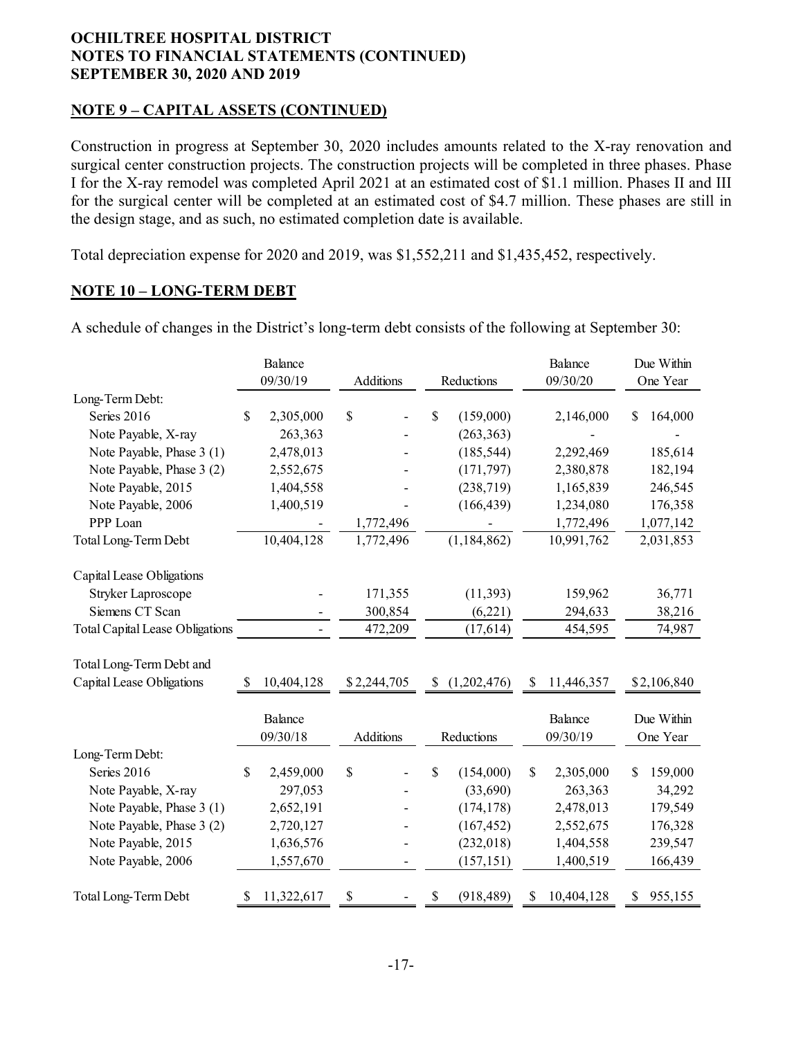**OCHILTREE HOSPITAL DISTRICT**
**NOTES TO FINANCIAL STATEMENTS (CONTINUED)**
**SEPTEMBER 30, 2020 AND 2019**

## NOTE 9 – CAPITAL ASSETS (CONTINUED)

Construction in progress at September 30, 2020 includes amounts related to the X-ray renovation and surgical center construction projects. The construction projects will be completed in three phases. Phase I for the X-ray remodel was completed April 2021 at an estimated cost of $1.1 million. Phases II and III for the surgical center will be completed at an estimated cost of $4.7 million. These phases are still in the design stage, and as such, no estimated completion date is available.

Total depreciation expense for 2020 and 2019, was $1,552,211 and $1,435,452, respectively.

## NOTE 10 – LONG-TERM DEBT

A schedule of changes in the District's long-term debt consists of the following at September 30:

| | Balance 09/30/19 | Additions | Reductions | Balance 09/30/20 | Due Within One Year |
|---|---|---|---|---|---|
| Long-Term Debt: | | | | | |
| Series 2016 | $ 2,305,000 | $ - | $ (159,000) | 2,146,000 | $ 164,000 |
| Note Payable, X-ray | 263,363 | - | (263,363) | - | - |
| Note Payable, Phase 3 (1) | 2,478,013 | - | (185,544) | 2,292,469 | 185,614 |
| Note Payable, Phase 3 (2) | 2,552,675 | - | (171,797) | 2,380,878 | 182,194 |
| Note Payable, 2015 | 1,404,558 | - | (238,719) | 1,165,839 | 246,545 |
| Note Payable, 2006 | 1,400,519 | - | (166,439) | 1,234,080 | 176,358 |
| PPP Loan | - | 1,772,496 | - | 1,772,496 | 1,077,142 |
| Total Long-Term Debt | 10,404,128 | 1,772,496 | (1,184,862) | 10,991,762 | 2,031,853 |
| Capital Lease Obligations | | | | | |
| Stryker Laproscope | - | 171,355 | (11,393) | 159,962 | 36,771 |
| Siemens CT Scan | - | 300,854 | (6,221) | 294,633 | 38,216 |
| Total Capital Lease Obligations | - | 472,209 | (17,614) | 454,595 | 74,987 |
| Total Long-Term Debt and Capital Lease Obligations | $ 10,404,128 | $ 2,244,705 | $ (1,202,476) | $ 11,446,357 | $ 2,106,840 |

| | Balance 09/30/18 | Additions | Reductions | Balance 09/30/19 | Due Within One Year |
|---|---|---|---|---|---|
| Long-Term Debt: | | | | | |
| Series 2016 | $ 2,459,000 | $ - | $ (154,000) | $ 2,305,000 | $ 159,000 |
| Note Payable, X-ray | 297,053 | - | (33,690) | 263,363 | 34,292 |
| Note Payable, Phase 3 (1) | 2,652,191 | - | (174,178) | 2,478,013 | 179,549 |
| Note Payable, Phase 3 (2) | 2,720,127 | - | (167,452) | 2,552,675 | 176,328 |
| Note Payable, 2015 | 1,636,576 | - | (232,018) | 1,404,558 | 239,547 |
| Note Payable, 2006 | 1,557,670 | - | (157,151) | 1,400,519 | 166,439 |
| Total Long-Term Debt | $ 11,322,617 | $ - | $ (918,489) | $ 10,404,128 | $ 955,155 |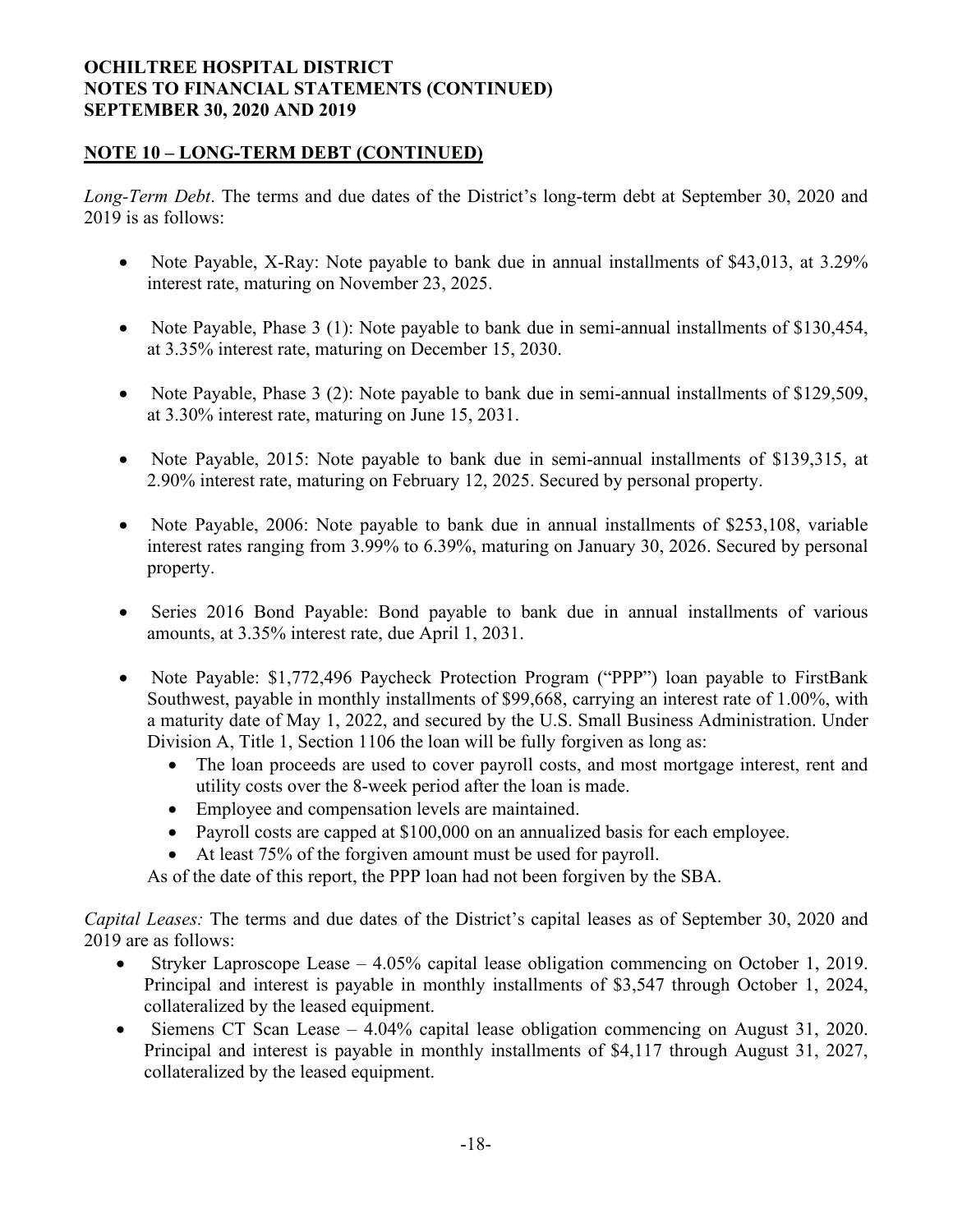**OCHILTREE HOSPITAL DISTRICT**
**NOTES TO FINANCIAL STATEMENTS (CONTINUED)**
**SEPTEMBER 30, 2020 AND 2019**

## NOTE 10 – LONG-TERM DEBT (CONTINUED)

*Long-Term Debt*. The terms and due dates of the District's long-term debt at September 30, 2020 and 2019 is as follows:

- Note Payable, X-Ray: Note payable to bank due in annual installments of $43,013, at 3.29% interest rate, maturing on November 23, 2025.
- Note Payable, Phase 3 (1): Note payable to bank due in semi-annual installments of $130,454, at 3.35% interest rate, maturing on December 15, 2030.
- Note Payable, Phase 3 (2): Note payable to bank due in semi-annual installments of $129,509, at 3.30% interest rate, maturing on June 15, 2031.
- Note Payable, 2015: Note payable to bank due in semi-annual installments of $139,315, at 2.90% interest rate, maturing on February 12, 2025. Secured by personal property.
- Note Payable, 2006: Note payable to bank due in annual installments of $253,108, variable interest rates ranging from 3.99% to 6.39%, maturing on January 30, 2026. Secured by personal property.
- Series 2016 Bond Payable: Bond payable to bank due in annual installments of various amounts, at 3.35% interest rate, due April 1, 2031.
- Note Payable: $1,772,496 Paycheck Protection Program ("PPP") loan payable to FirstBank Southwest, payable in monthly installments of $99,668, carrying an interest rate of 1.00%, with a maturity date of May 1, 2022, and secured by the U.S. Small Business Administration. Under Division A, Title 1, Section 1106 the loan will be fully forgiven as long as:
  - The loan proceeds are used to cover payroll costs, and most mortgage interest, rent and utility costs over the 8-week period after the loan is made.
  - Employee and compensation levels are maintained.
  - Payroll costs are capped at $100,000 on an annualized basis for each employee.
  - At least 75% of the forgiven amount must be used for payroll.

  As of the date of this report, the PPP loan had not been forgiven by the SBA.

*Capital Leases:* The terms and due dates of the District's capital leases as of September 30, 2020 and 2019 are as follows:

- Stryker Laproscope Lease – 4.05% capital lease obligation commencing on October 1, 2019. Principal and interest is payable in monthly installments of $3,547 through October 1, 2024, collateralized by the leased equipment.
- Siemens CT Scan Lease – 4.04% capital lease obligation commencing on August 31, 2020. Principal and interest is payable in monthly installments of $4,117 through August 31, 2027, collateralized by the leased equipment.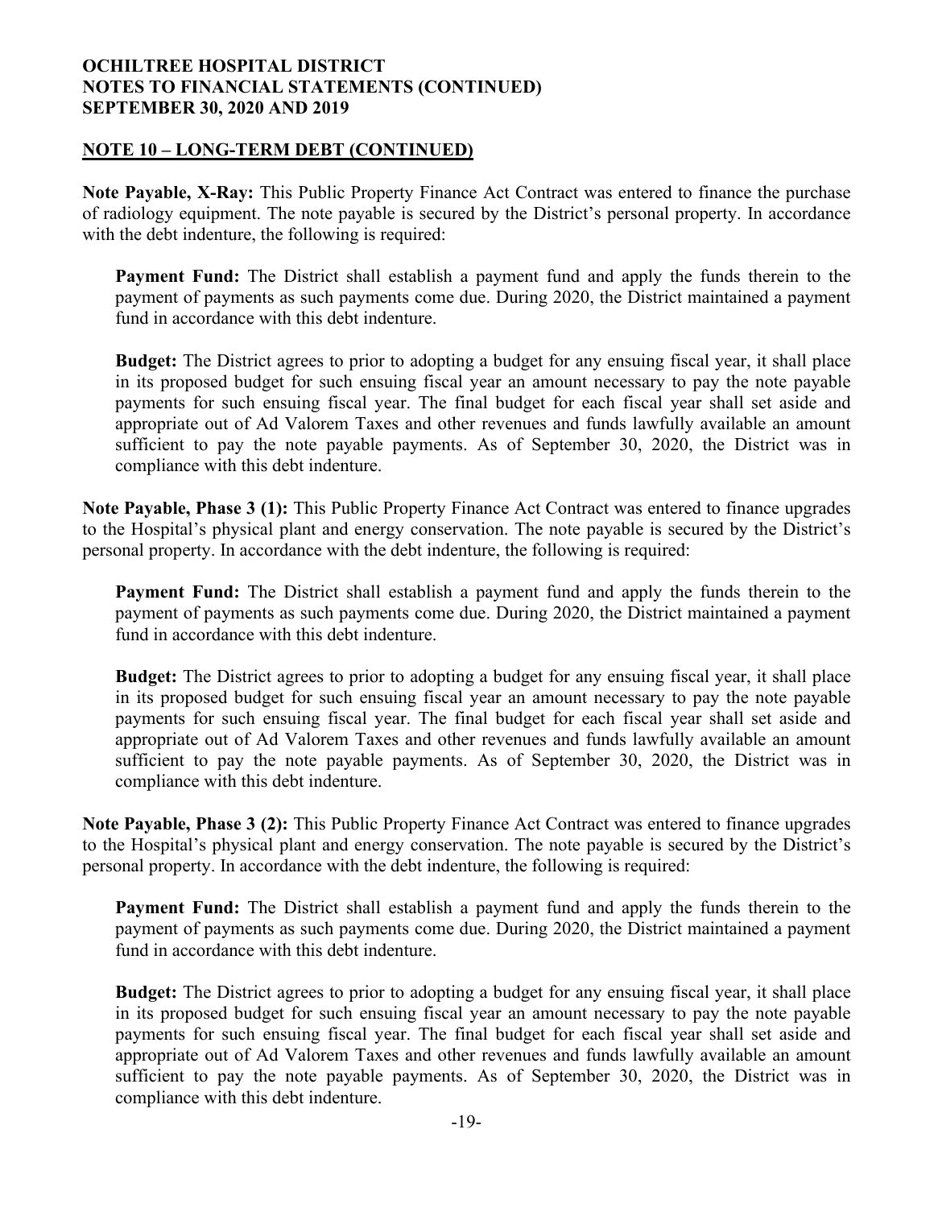**NOTE 10 – LONG-TERM DEBT (CONTINUED)**

**Note Payable, X-Ray:** This Public Property Finance Act Contract was entered to finance the purchase of radiology equipment. The note payable is secured by the District's personal property. In accordance with the debt indenture, the following is required:

**Payment Fund:** The District shall establish a payment fund and apply the funds therein to the payment of payments as such payments come due. During 2020, the District maintained a payment fund in accordance with this debt indenture.

**Budget:** The District agrees to prior to adopting a budget for any ensuing fiscal year, it shall place in its proposed budget for such ensuing fiscal year an amount necessary to pay the note payable payments for such ensuing fiscal year. The final budget for each fiscal year shall set aside and appropriate out of Ad Valorem Taxes and other revenues and funds lawfully available an amount sufficient to pay the note payable payments. As of September 30, 2020, the District was in compliance with this debt indenture.

**Note Payable, Phase 3 (1):** This Public Property Finance Act Contract was entered to finance upgrades to the Hospital's physical plant and energy conservation. The note payable is secured by the District's personal property. In accordance with the debt indenture, the following is required:

**Payment Fund:** The District shall establish a payment fund and apply the funds therein to the payment of payments as such payments come due. During 2020, the District maintained a payment fund in accordance with this debt indenture.

**Budget:** The District agrees to prior to adopting a budget for any ensuing fiscal year, it shall place in its proposed budget for such ensuing fiscal year an amount necessary to pay the note payable payments for such ensuing fiscal year. The final budget for each fiscal year shall set aside and appropriate out of Ad Valorem Taxes and other revenues and funds lawfully available an amount sufficient to pay the note payable payments. As of September 30, 2020, the District was in compliance with this debt indenture.

**Note Payable, Phase 3 (2):** This Public Property Finance Act Contract was entered to finance upgrades to the Hospital's physical plant and energy conservation. The note payable is secured by the District's personal property. In accordance with the debt indenture, the following is required:

**Payment Fund:** The District shall establish a payment fund and apply the funds therein to the payment of payments as such payments come due. During 2020, the District maintained a payment fund in accordance with this debt indenture.

**Budget:** The District agrees to prior to adopting a budget for any ensuing fiscal year, it shall place in its proposed budget for such ensuing fiscal year an amount necessary to pay the note payable payments for such ensuing fiscal year. The final budget for each fiscal year shall set aside and appropriate out of Ad Valorem Taxes and other revenues and funds lawfully available an amount sufficient to pay the note payable payments. As of September 30, 2020, the District was in compliance with this debt indenture.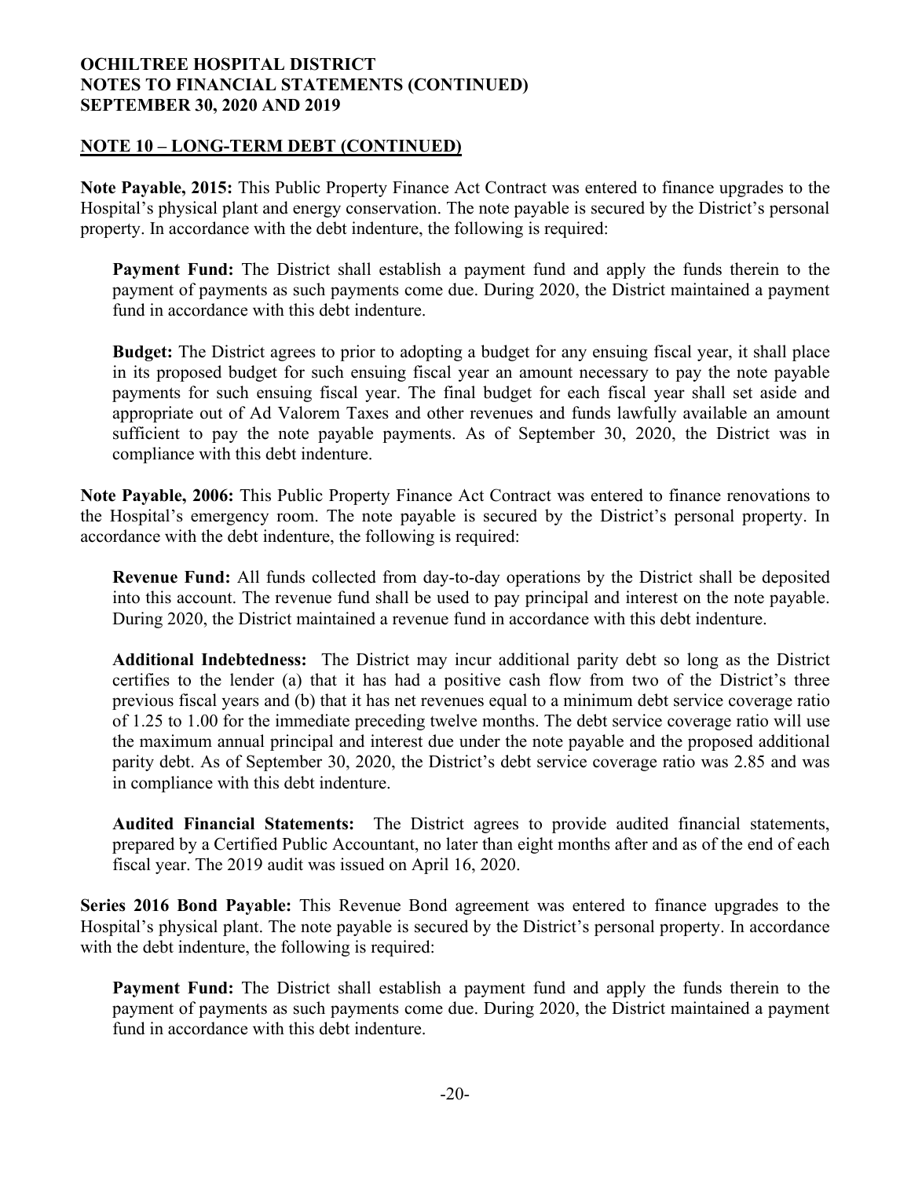## NOTE 10 – LONG-TERM DEBT (CONTINUED)

**Note Payable, 2015:** This Public Property Finance Act Contract was entered to finance upgrades to the Hospital's physical plant and energy conservation. The note payable is secured by the District's personal property. In accordance with the debt indenture, the following is required:

> **Payment Fund:** The District shall establish a payment fund and apply the funds therein to the payment of payments as such payments come due. During 2020, the District maintained a payment fund in accordance with this debt indenture.
>
> **Budget:** The District agrees to prior to adopting a budget for any ensuing fiscal year, it shall place in its proposed budget for such ensuing fiscal year an amount necessary to pay the note payable payments for such ensuing fiscal year. The final budget for each fiscal year shall set aside and appropriate out of Ad Valorem Taxes and other revenues and funds lawfully available an amount sufficient to pay the note payable payments. As of September 30, 2020, the District was in compliance with this debt indenture.

**Note Payable, 2006:** This Public Property Finance Act Contract was entered to finance renovations to the Hospital's emergency room. The note payable is secured by the District's personal property. In accordance with the debt indenture, the following is required:

> **Revenue Fund:** All funds collected from day-to-day operations by the District shall be deposited into this account. The revenue fund shall be used to pay principal and interest on the note payable. During 2020, the District maintained a revenue fund in accordance with this debt indenture.
>
> **Additional Indebtedness:** The District may incur additional parity debt so long as the District certifies to the lender (a) that it has had a positive cash flow from two of the District's three previous fiscal years and (b) that it has net revenues equal to a minimum debt service coverage ratio of 1.25 to 1.00 for the immediate preceding twelve months. The debt service coverage ratio will use the maximum annual principal and interest due under the note payable and the proposed additional parity debt. As of September 30, 2020, the District's debt service coverage ratio was 2.85 and was in compliance with this debt indenture.
>
> **Audited Financial Statements:** The District agrees to provide audited financial statements, prepared by a Certified Public Accountant, no later than eight months after and as of the end of each fiscal year. The 2019 audit was issued on April 16, 2020.

**Series 2016 Bond Payable:** This Revenue Bond agreement was entered to finance upgrades to the Hospital's physical plant. The note payable is secured by the District's personal property. In accordance with the debt indenture, the following is required:

> **Payment Fund:** The District shall establish a payment fund and apply the funds therein to the payment of payments as such payments come due. During 2020, the District maintained a payment fund in accordance with this debt indenture.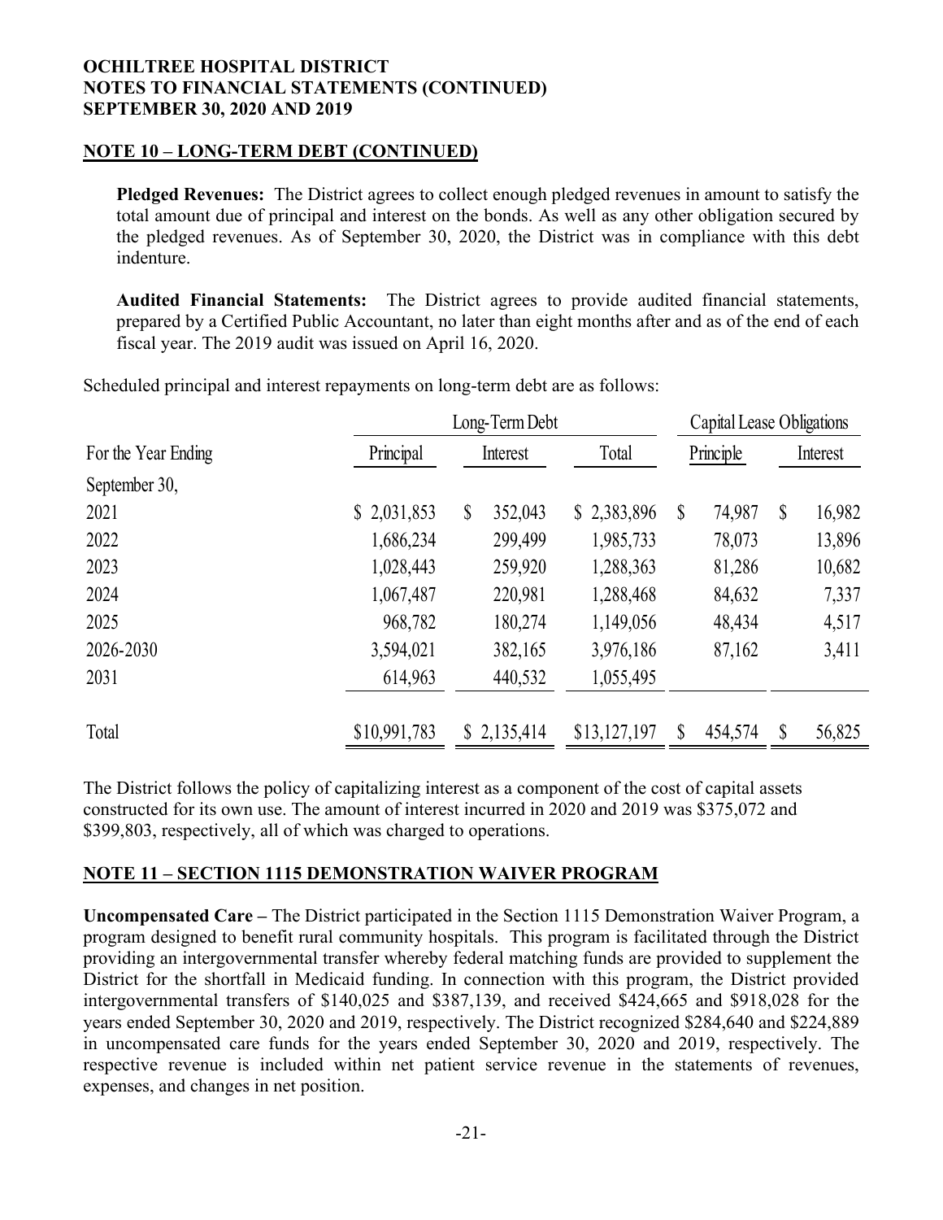## NOTE 10 – LONG-TERM DEBT (CONTINUED)

**Pledged Revenues:** The District agrees to collect enough pledged revenues in amount to satisfy the total amount due of principal and interest on the bonds. As well as any other obligation secured by the pledged revenues. As of September 30, 2020, the District was in compliance with this debt indenture.

**Audited Financial Statements:** The District agrees to provide audited financial statements, prepared by a Certified Public Accountant, no later than eight months after and as of the end of each fiscal year. The 2019 audit was issued on April 16, 2020.

Scheduled principal and interest repayments on long-term debt are as follows:

| | Long-Term Debt | | | Capital Lease Obligations | |
|---|---|---|---|---|---|
| For the Year Ending September 30, | Principal | Interest | Total | Principle | Interest |
| 2021 | $ 2,031,853 | $ 352,043 | $ 2,383,896 | $ 74,987 | $ 16,982 |
| 2022 | 1,686,234 | 299,499 | 1,985,733 | 78,073 | 13,896 |
| 2023 | 1,028,443 | 259,920 | 1,288,363 | 81,286 | 10,682 |
| 2024 | 1,067,487 | 220,981 | 1,288,468 | 84,632 | 7,337 |
| 2025 | 968,782 | 180,274 | 1,149,056 | 48,434 | 4,517 |
| 2026-2030 | 3,594,021 | 382,165 | 3,976,186 | 87,162 | 3,411 |
| 2031 | 614,963 | 440,532 | 1,055,495 | | |
| Total | $10,991,783 | $ 2,135,414 | $13,127,197 | $ 454,574 | $ 56,825 |

The District follows the policy of capitalizing interest as a component of the cost of capital assets constructed for its own use. The amount of interest incurred in 2020 and 2019 was $375,072 and $399,803, respectively, all of which was charged to operations.

## NOTE 11 – SECTION 1115 DEMONSTRATION WAIVER PROGRAM

**Uncompensated Care –** The District participated in the Section 1115 Demonstration Waiver Program, a program designed to benefit rural community hospitals. This program is facilitated through the District providing an intergovernmental transfer whereby federal matching funds are provided to supplement the District for the shortfall in Medicaid funding. In connection with this program, the District provided intergovernmental transfers of $140,025 and $387,139, and received $424,665 and $918,028 for the years ended September 30, 2020 and 2019, respectively. The District recognized $284,640 and $224,889 in uncompensated care funds for the years ended September 30, 2020 and 2019, respectively. The respective revenue is included within net patient service revenue in the statements of revenues, expenses, and changes in net position.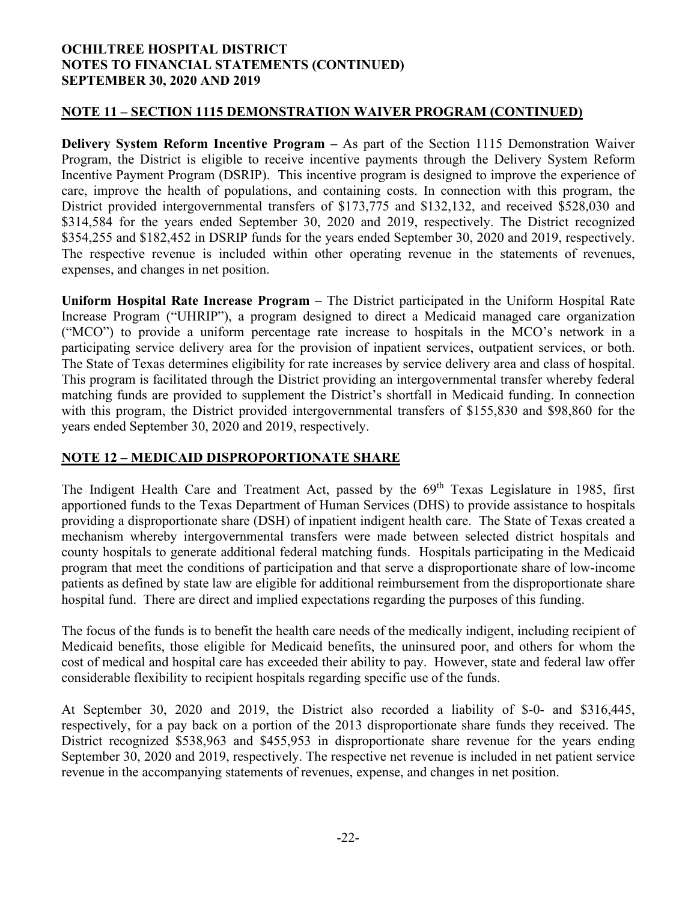## NOTE 11 – SECTION 1115 DEMONSTRATION WAIVER PROGRAM (CONTINUED)

**Delivery System Reform Incentive Program –** As part of the Section 1115 Demonstration Waiver Program, the District is eligible to receive incentive payments through the Delivery System Reform Incentive Payment Program (DSRIP). This incentive program is designed to improve the experience of care, improve the health of populations, and containing costs. In connection with this program, the District provided intergovernmental transfers of $173,775 and $132,132, and received $528,030 and $314,584 for the years ended September 30, 2020 and 2019, respectively. The District recognized $354,255 and $182,452 in DSRIP funds for the years ended September 30, 2020 and 2019, respectively. The respective revenue is included within other operating revenue in the statements of revenues, expenses, and changes in net position.

**Uniform Hospital Rate Increase Program** – The District participated in the Uniform Hospital Rate Increase Program ("UHRIP"), a program designed to direct a Medicaid managed care organization ("MCO") to provide a uniform percentage rate increase to hospitals in the MCO's network in a participating service delivery area for the provision of inpatient services, outpatient services, or both. The State of Texas determines eligibility for rate increases by service delivery area and class of hospital. This program is facilitated through the District providing an intergovernmental transfer whereby federal matching funds are provided to supplement the District's shortfall in Medicaid funding. In connection with this program, the District provided intergovernmental transfers of $155,830 and $98,860 for the years ended September 30, 2020 and 2019, respectively.

## NOTE 12 – MEDICAID DISPROPORTIONATE SHARE

The Indigent Health Care and Treatment Act, passed by the 69th Texas Legislature in 1985, first apportioned funds to the Texas Department of Human Services (DHS) to provide assistance to hospitals providing a disproportionate share (DSH) of inpatient indigent health care. The State of Texas created a mechanism whereby intergovernmental transfers were made between selected district hospitals and county hospitals to generate additional federal matching funds. Hospitals participating in the Medicaid program that meet the conditions of participation and that serve a disproportionate share of low-income patients as defined by state law are eligible for additional reimbursement from the disproportionate share hospital fund. There are direct and implied expectations regarding the purposes of this funding.

The focus of the funds is to benefit the health care needs of the medically indigent, including recipient of Medicaid benefits, those eligible for Medicaid benefits, the uninsured poor, and others for whom the cost of medical and hospital care has exceeded their ability to pay. However, state and federal law offer considerable flexibility to recipient hospitals regarding specific use of the funds.

At September 30, 2020 and 2019, the District also recorded a liability of $-0- and $316,445, respectively, for a pay back on a portion of the 2013 disproportionate share funds they received. The District recognized $538,963 and $455,953 in disproportionate share revenue for the years ending September 30, 2020 and 2019, respectively. The respective net revenue is included in net patient service revenue in the accompanying statements of revenues, expense, and changes in net position.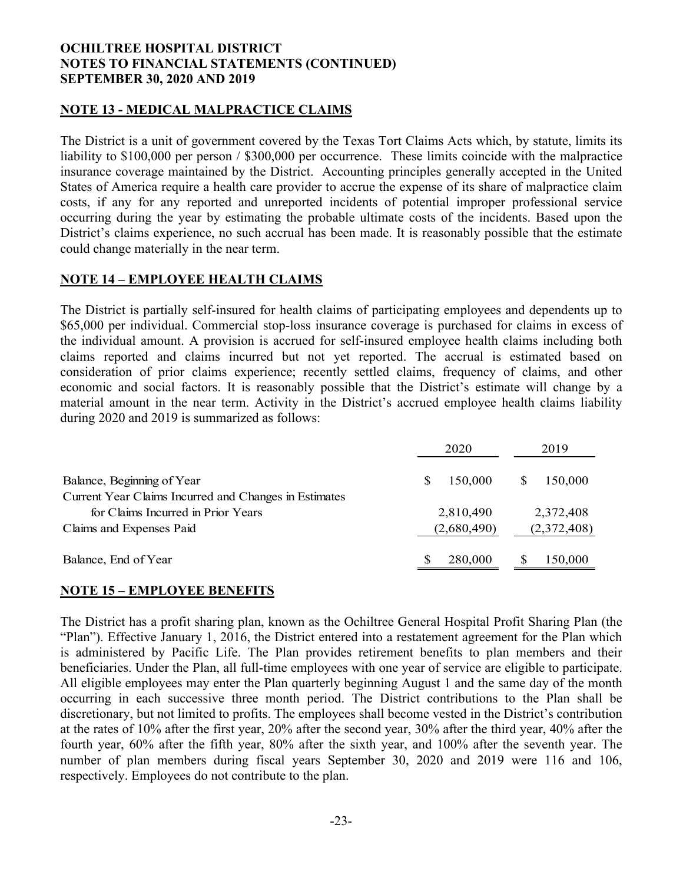**OCHILTREE HOSPITAL DISTRICT**
**NOTES TO FINANCIAL STATEMENTS (CONTINUED)**
**SEPTEMBER 30, 2020 AND 2019**

## NOTE 13 - MEDICAL MALPRACTICE CLAIMS

The District is a unit of government covered by the Texas Tort Claims Acts which, by statute, limits its liability to \$100,000 per person / \$300,000 per occurrence. These limits coincide with the malpractice insurance coverage maintained by the District. Accounting principles generally accepted in the United States of America require a health care provider to accrue the expense of its share of malpractice claim costs, if any for any reported and unreported incidents of potential improper professional service occurring during the year by estimating the probable ultimate costs of the incidents. Based upon the District's claims experience, no such accrual has been made. It is reasonably possible that the estimate could change materially in the near term.

## NOTE 14 – EMPLOYEE HEALTH CLAIMS

The District is partially self-insured for health claims of participating employees and dependents up to \$65,000 per individual. Commercial stop-loss insurance coverage is purchased for claims in excess of the individual amount. A provision is accrued for self-insured employee health claims including both claims reported and claims incurred but not yet reported. The accrual is estimated based on consideration of prior claims experience; recently settled claims, frequency of claims, and other economic and social factors. It is reasonably possible that the District's estimate will change by a material amount in the near term. Activity in the District's accrued employee health claims liability during 2020 and 2019 is summarized as follows:

| | 2020 | 2019 |
|---|---|---|
| Balance, Beginning of Year | \$ 150,000 | \$ 150,000 |
| Current Year Claims Incurred and Changes in Estimates for Claims Incurred in Prior Years | 2,810,490 | 2,372,408 |
| Claims and Expenses Paid | (2,680,490) | (2,372,408) |
| Balance, End of Year | \$ 280,000 | \$ 150,000 |

## NOTE 15 – EMPLOYEE BENEFITS

The District has a profit sharing plan, known as the Ochiltree General Hospital Profit Sharing Plan (the "Plan"). Effective January 1, 2016, the District entered into a restatement agreement for the Plan which is administered by Pacific Life. The Plan provides retirement benefits to plan members and their beneficiaries. Under the Plan, all full-time employees with one year of service are eligible to participate. All eligible employees may enter the Plan quarterly beginning August 1 and the same day of the month occurring in each successive three month period. The District contributions to the Plan shall be discretionary, but not limited to profits. The employees shall become vested in the District's contribution at the rates of 10% after the first year, 20% after the second year, 30% after the third year, 40% after the fourth year, 60% after the fifth year, 80% after the sixth year, and 100% after the seventh year. The number of plan members during fiscal years September 30, 2020 and 2019 were 116 and 106, respectively. Employees do not contribute to the plan.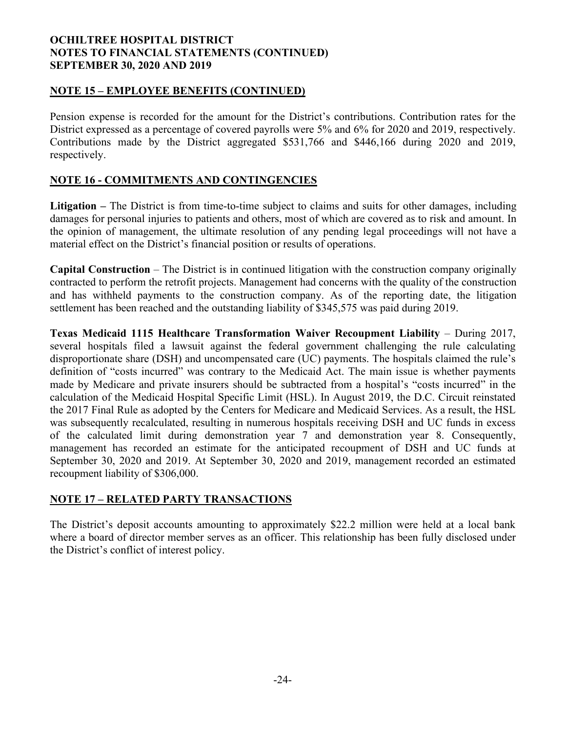## NOTE 15 – EMPLOYEE BENEFITS (CONTINUED)

Pension expense is recorded for the amount for the District's contributions. Contribution rates for the District expressed as a percentage of covered payrolls were 5% and 6% for 2020 and 2019, respectively. Contributions made by the District aggregated \$531,766 and \$446,166 during 2020 and 2019, respectively.

## NOTE 16 - COMMITMENTS AND CONTINGENCIES

**Litigation –** The District is from time-to-time subject to claims and suits for other damages, including damages for personal injuries to patients and others, most of which are covered as to risk and amount. In the opinion of management, the ultimate resolution of any pending legal proceedings will not have a material effect on the District's financial position or results of operations.

**Capital Construction** – The District is in continued litigation with the construction company originally contracted to perform the retrofit projects. Management had concerns with the quality of the construction and has withheld payments to the construction company. As of the reporting date, the litigation settlement has been reached and the outstanding liability of \$345,575 was paid during 2019.

**Texas Medicaid 1115 Healthcare Transformation Waiver Recoupment Liability** – During 2017, several hospitals filed a lawsuit against the federal government challenging the rule calculating disproportionate share (DSH) and uncompensated care (UC) payments. The hospitals claimed the rule's definition of "costs incurred" was contrary to the Medicaid Act. The main issue is whether payments made by Medicare and private insurers should be subtracted from a hospital's "costs incurred" in the calculation of the Medicaid Hospital Specific Limit (HSL). In August 2019, the D.C. Circuit reinstated the 2017 Final Rule as adopted by the Centers for Medicare and Medicaid Services. As a result, the HSL was subsequently recalculated, resulting in numerous hospitals receiving DSH and UC funds in excess of the calculated limit during demonstration year 7 and demonstration year 8. Consequently, management has recorded an estimate for the anticipated recoupment of DSH and UC funds at September 30, 2020 and 2019. At September 30, 2020 and 2019, management recorded an estimated recoupment liability of \$306,000.

## NOTE 17 – RELATED PARTY TRANSACTIONS

The District's deposit accounts amounting to approximately \$22.2 million were held at a local bank where a board of director member serves as an officer. This relationship has been fully disclosed under the District's conflict of interest policy.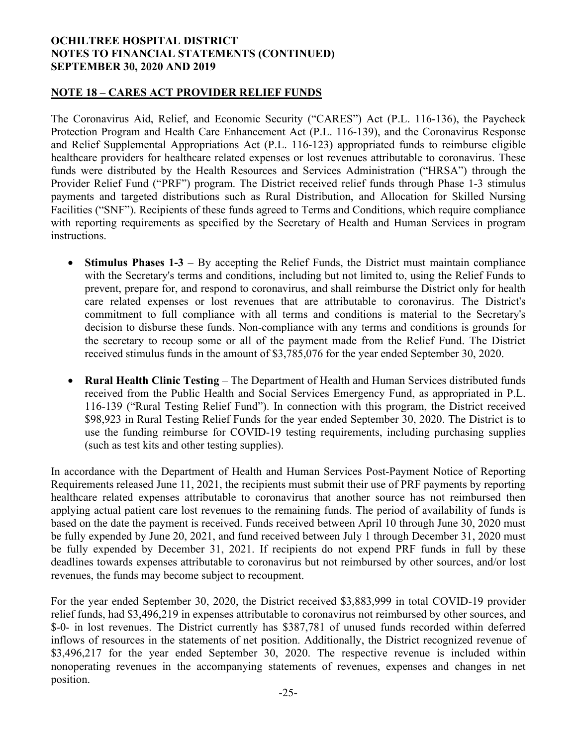## NOTE 18 – CARES ACT PROVIDER RELIEF FUNDS

The Coronavirus Aid, Relief, and Economic Security ("CARES") Act (P.L. 116-136), the Paycheck Protection Program and Health Care Enhancement Act (P.L. 116-139), and the Coronavirus Response and Relief Supplemental Appropriations Act (P.L. 116-123) appropriated funds to reimburse eligible healthcare providers for healthcare related expenses or lost revenues attributable to coronavirus. These funds were distributed by the Health Resources and Services Administration ("HRSA") through the Provider Relief Fund ("PRF") program. The District received relief funds through Phase 1-3 stimulus payments and targeted distributions such as Rural Distribution, and Allocation for Skilled Nursing Facilities ("SNF"). Recipients of these funds agreed to Terms and Conditions, which require compliance with reporting requirements as specified by the Secretary of Health and Human Services in program instructions.

- **Stimulus Phases 1-3** – By accepting the Relief Funds, the District must maintain compliance with the Secretary's terms and conditions, including but not limited to, using the Relief Funds to prevent, prepare for, and respond to coronavirus, and shall reimburse the District only for health care related expenses or lost revenues that are attributable to coronavirus. The District's commitment to full compliance with all terms and conditions is material to the Secretary's decision to disburse these funds. Non-compliance with any terms and conditions is grounds for the secretary to recoup some or all of the payment made from the Relief Fund. The District received stimulus funds in the amount of $3,785,076 for the year ended September 30, 2020.

- **Rural Health Clinic Testing** – The Department of Health and Human Services distributed funds received from the Public Health and Social Services Emergency Fund, as appropriated in P.L. 116-139 ("Rural Testing Relief Fund"). In connection with this program, the District received $98,923 in Rural Testing Relief Funds for the year ended September 30, 2020. The District is to use the funding reimburse for COVID-19 testing requirements, including purchasing supplies (such as test kits and other testing supplies).

In accordance with the Department of Health and Human Services Post-Payment Notice of Reporting Requirements released June 11, 2021, the recipients must submit their use of PRF payments by reporting healthcare related expenses attributable to coronavirus that another source has not reimbursed then applying actual patient care lost revenues to the remaining funds. The period of availability of funds is based on the date the payment is received. Funds received between April 10 through June 30, 2020 must be fully expended by June 20, 2021, and fund received between July 1 through December 31, 2020 must be fully expended by December 31, 2021. If recipients do not expend PRF funds in full by these deadlines towards expenses attributable to coronavirus but not reimbursed by other sources, and/or lost revenues, the funds may become subject to recoupment.

For the year ended September 30, 2020, the District received $3,883,999 in total COVID-19 provider relief funds, had $3,496,219 in expenses attributable to coronavirus not reimbursed by other sources, and $-0- in lost revenues. The District currently has $387,781 of unused funds recorded within deferred inflows of resources in the statements of net position. Additionally, the District recognized revenue of $3,496,217 for the year ended September 30, 2020. The respective revenue is included within nonoperating revenues in the accompanying statements of revenues, expenses and changes in net position.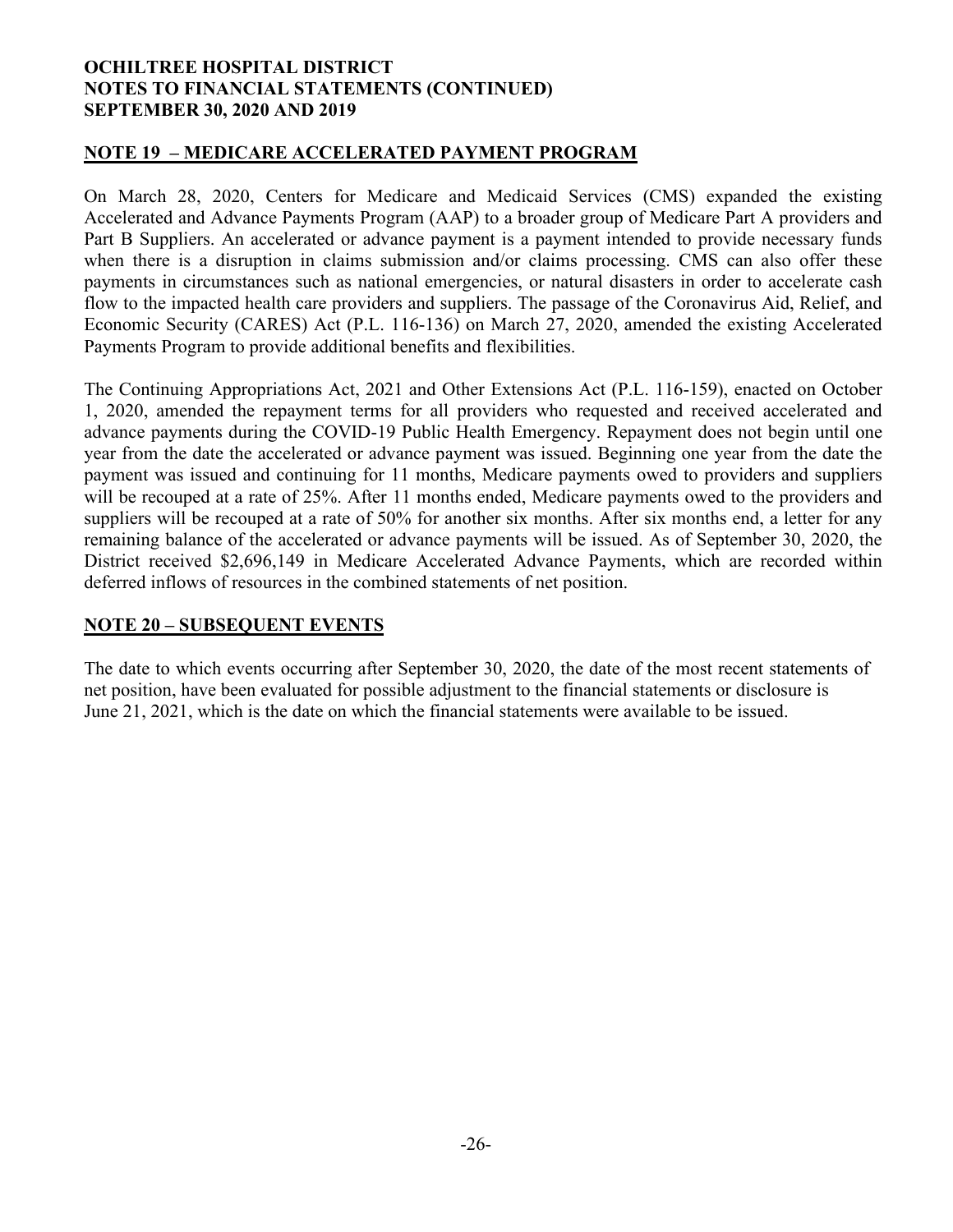## NOTE 19 – MEDICARE ACCELERATED PAYMENT PROGRAM

On March 28, 2020, Centers for Medicare and Medicaid Services (CMS) expanded the existing Accelerated and Advance Payments Program (AAP) to a broader group of Medicare Part A providers and Part B Suppliers. An accelerated or advance payment is a payment intended to provide necessary funds when there is a disruption in claims submission and/or claims processing. CMS can also offer these payments in circumstances such as national emergencies, or natural disasters in order to accelerate cash flow to the impacted health care providers and suppliers. The passage of the Coronavirus Aid, Relief, and Economic Security (CARES) Act (P.L. 116-136) on March 27, 2020, amended the existing Accelerated Payments Program to provide additional benefits and flexibilities.

The Continuing Appropriations Act, 2021 and Other Extensions Act (P.L. 116-159), enacted on October 1, 2020, amended the repayment terms for all providers who requested and received accelerated and advance payments during the COVID-19 Public Health Emergency. Repayment does not begin until one year from the date the accelerated or advance payment was issued. Beginning one year from the date the payment was issued and continuing for 11 months, Medicare payments owed to providers and suppliers will be recouped at a rate of 25%. After 11 months ended, Medicare payments owed to the providers and suppliers will be recouped at a rate of 50% for another six months. After six months end, a letter for any remaining balance of the accelerated or advance payments will be issued. As of September 30, 2020, the District received $2,696,149 in Medicare Accelerated Advance Payments, which are recorded within deferred inflows of resources in the combined statements of net position.

## NOTE 20 – SUBSEQUENT EVENTS

The date to which events occurring after September 30, 2020, the date of the most recent statements of net position, have been evaluated for possible adjustment to the financial statements or disclosure is June 21, 2021, which is the date on which the financial statements were available to be issued.